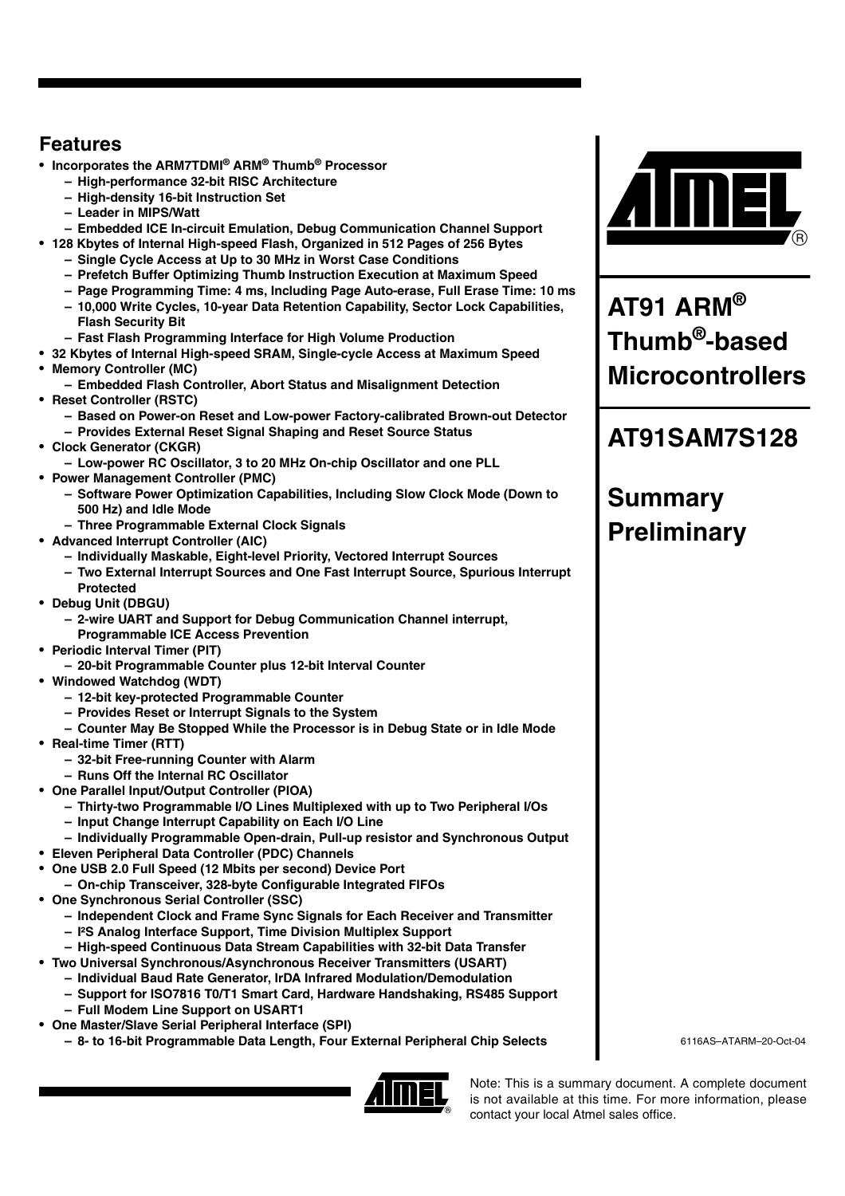# AT91 ARM® Thumb®-based Microcontrollers

# AT91SAM7S128

# Summary Preliminary

## Features

- **Incorporates the ARM7TDMI® ARM® Thumb® Processor**
  - High-performance 32-bit RISC Architecture
  - High-density 16-bit Instruction Set
  - Leader in MIPS/Watt
  - Embedded ICE In-circuit Emulation, Debug Communication Channel Support
- **128 Kbytes of Internal High-speed Flash, Organized in 512 Pages of 256 Bytes**
  - Single Cycle Access at Up to 30 MHz in Worst Case Conditions
  - Prefetch Buffer Optimizing Thumb Instruction Execution at Maximum Speed
  - Page Programming Time: 4 ms, Including Page Auto-erase, Full Erase Time: 10 ms
  - 10,000 Write Cycles, 10-year Data Retention Capability, Sector Lock Capabilities, Flash Security Bit
  - Fast Flash Programming Interface for High Volume Production
- **32 Kbytes of Internal High-speed SRAM, Single-cycle Access at Maximum Speed**
- **Memory Controller (MC)**
  - Embedded Flash Controller, Abort Status and Misalignment Detection
- **Reset Controller (RSTC)**
  - Based on Power-on Reset and Low-power Factory-calibrated Brown-out Detector
  - Provides External Reset Signal Shaping and Reset Source Status
- **Clock Generator (CKGR)**
  - Low-power RC Oscillator, 3 to 20 MHz On-chip Oscillator and one PLL
- **Power Management Controller (PMC)**
  - Software Power Optimization Capabilities, Including Slow Clock Mode (Down to 500 Hz) and Idle Mode
  - Three Programmable External Clock Signals
- **Advanced Interrupt Controller (AIC)**
  - Individually Maskable, Eight-level Priority, Vectored Interrupt Sources
  - Two External Interrupt Sources and One Fast Interrupt Source, Spurious Interrupt Protected
- **Debug Unit (DBGU)**
  - 2-wire UART and Support for Debug Communication Channel interrupt, Programmable ICE Access Prevention
- **Periodic Interval Timer (PIT)**
  - 20-bit Programmable Counter plus 12-bit Interval Counter
- **Windowed Watchdog (WDT)**
  - 12-bit key-protected Programmable Counter
  - Provides Reset or Interrupt Signals to the System
  - Counter May Be Stopped While the Processor is in Debug State or in Idle Mode
- **Real-time Timer (RTT)**
  - 32-bit Free-running Counter with Alarm
  - Runs Off the Internal RC Oscillator
- **One Parallel Input/Output Controller (PIOA)**
  - Thirty-two Programmable I/O Lines Multiplexed with up to Two Peripheral I/Os
  - Input Change Interrupt Capability on Each I/O Line
  - Individually Programmable Open-drain, Pull-up resistor and Synchronous Output
- **Eleven Peripheral Data Controller (PDC) Channels**
- **One USB 2.0 Full Speed (12 Mbits per second) Device Port**
  - On-chip Transceiver, 328-byte Configurable Integrated FIFOs
- **One Synchronous Serial Controller (SSC)**
  - Independent Clock and Frame Sync Signals for Each Receiver and Transmitter
  - I²S Analog Interface Support, Time Division Multiplex Support
  - High-speed Continuous Data Stream Capabilities with 32-bit Data Transfer
- **Two Universal Synchronous/Asynchronous Receiver Transmitters (USART)**
  - Individual Baud Rate Generator, IrDA Infrared Modulation/Demodulation
  - Support for ISO7816 T0/T1 Smart Card, Hardware Handshaking, RS485 Support
  - Full Modem Line Support on USART1
- **One Master/Slave Serial Peripheral Interface (SPI)**
  - 8- to 16-bit Programmable Data Length, Four External Peripheral Chip Selects

6116AS–ATARM–20-Oct-04

Note: This is a summary document. A complete document is not available at this time. For more information, please contact your local Atmel sales office.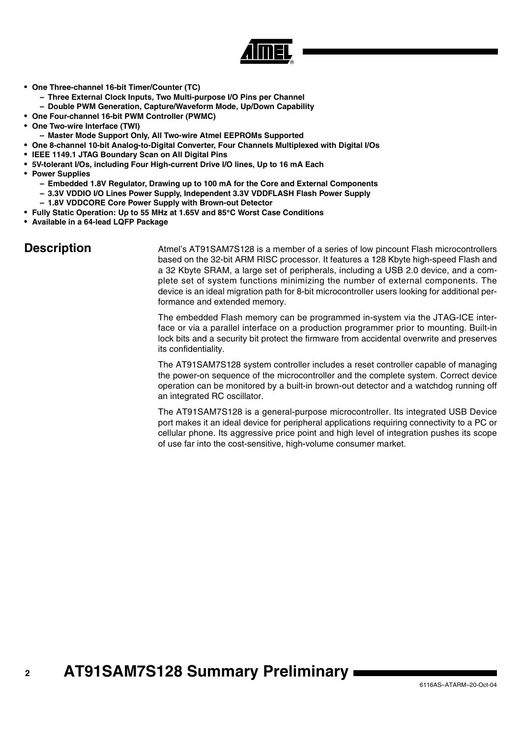- **One Three-channel 16-bit Timer/Counter (TC)**
  - **Three External Clock Inputs, Two Multi-purpose I/O Pins per Channel**
  - **Double PWM Generation, Capture/Waveform Mode, Up/Down Capability**
- **One Four-channel 16-bit PWM Controller (PWMC)**
- **One Two-wire Interface (TWI)**
  - **Master Mode Support Only, All Two-wire Atmel EEPROMs Supported**
- **One 8-channel 10-bit Analog-to-Digital Converter, Four Channels Multiplexed with Digital I/Os**
- **IEEE 1149.1 JTAG Boundary Scan on All Digital Pins**
- **5V-tolerant I/Os, including Four High-current Drive I/O lines, Up to 16 mA Each**
- **Power Supplies**
  - **Embedded 1.8V Regulator, Drawing up to 100 mA for the Core and External Components**
  - **3.3V VDDIO I/O Lines Power Supply, Independent 3.3V VDDFLASH Flash Power Supply**
  - **1.8V VDDCORE Core Power Supply with Brown-out Detector**
- **Fully Static Operation: Up to 55 MHz at 1.65V and 85°C Worst Case Conditions**
- **Available in a 64-lead LQFP Package**

## Description

Atmel's AT91SAM7S128 is a member of a series of low pincount Flash microcontrollers based on the 32-bit ARM RISC processor. It features a 128 Kbyte high-speed Flash and a 32 Kbyte SRAM, a large set of peripherals, including a USB 2.0 device, and a complete set of system functions minimizing the number of external components. The device is an ideal migration path for 8-bit microcontroller users looking for additional performance and extended memory.

The embedded Flash memory can be programmed in-system via the JTAG-ICE interface or via a parallel interface on a production programmer prior to mounting. Built-in lock bits and a security bit protect the firmware from accidental overwrite and preserves its confidentiality.

The AT91SAM7S128 system controller includes a reset controller capable of managing the power-on sequence of the microcontroller and the complete system. Correct device operation can be monitored by a built-in brown-out detector and a watchdog running off an integrated RC oscillator.

The AT91SAM7S128 is a general-purpose microcontroller. Its integrated USB Device port makes it an ideal device for peripheral applications requiring connectivity to a PC or cellular phone. Its aggressive price point and high level of integration pushes its scope of use far into the cost-sensitive, high-volume consumer market.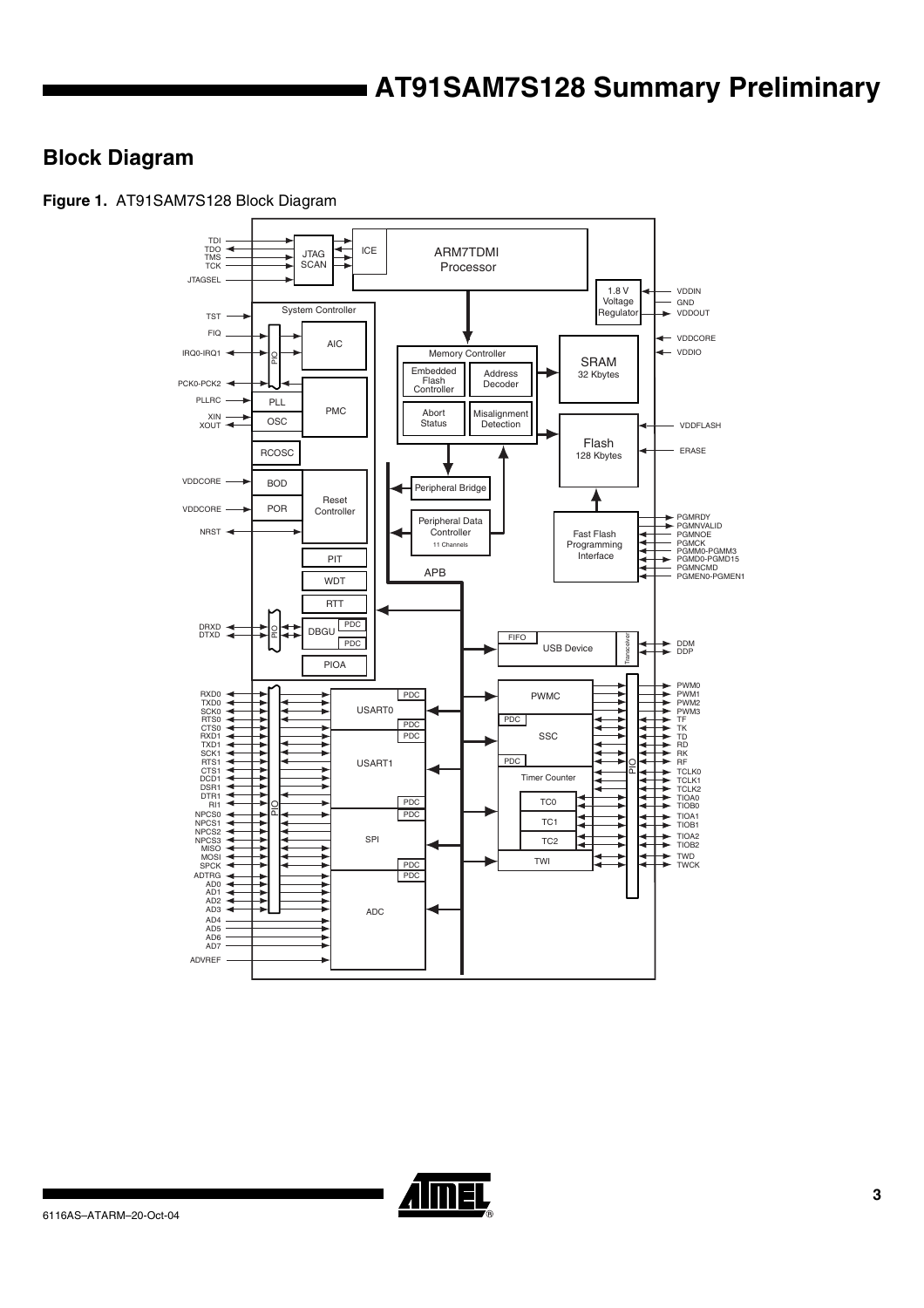## Block Diagram

**Figure 1.** AT91SAM7S128 Block Diagram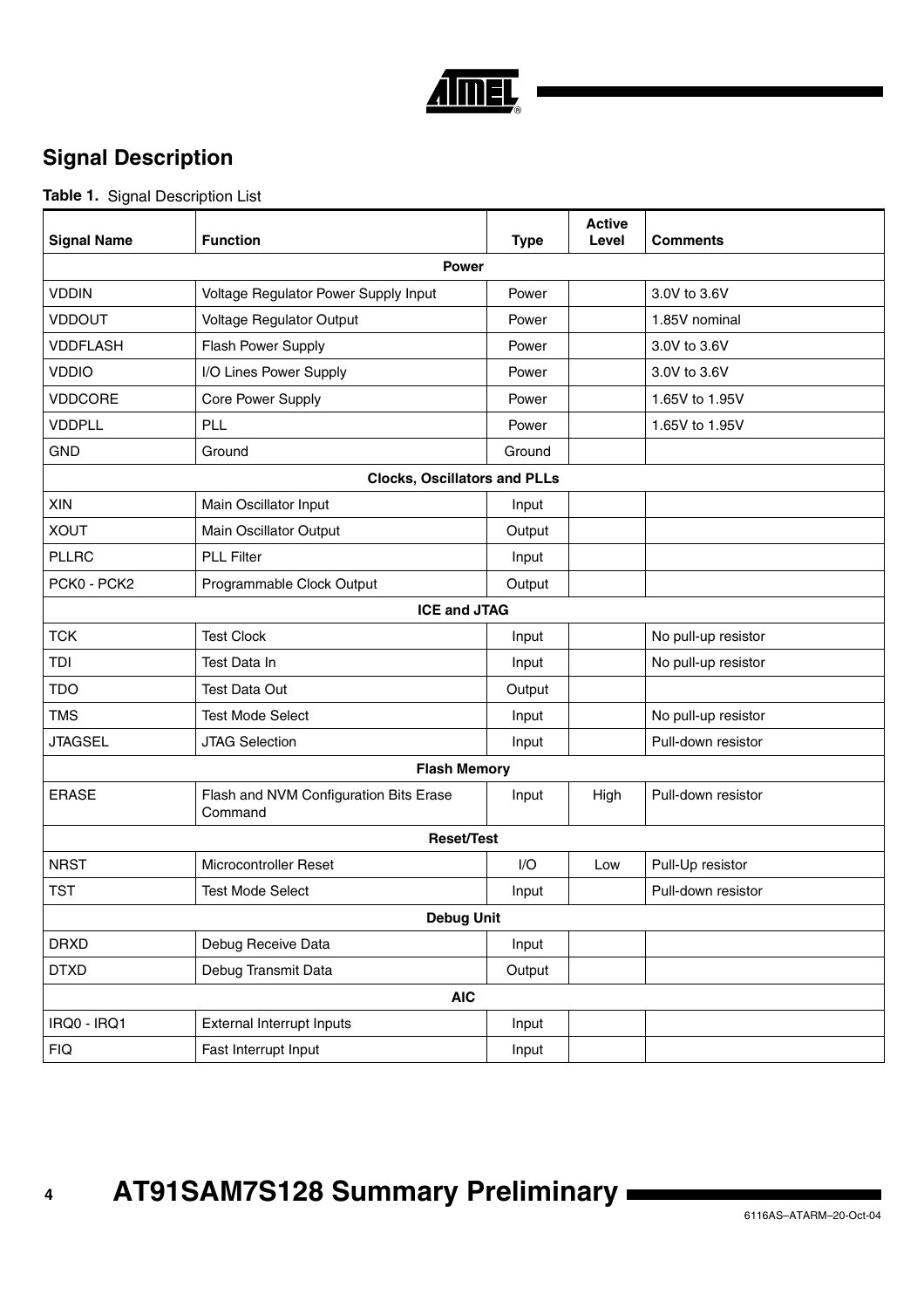## Signal Description

**Table 1.** Signal Description List

| Signal Name | Function | Type | Active Level | Comments |
|---|---|---|---|---|
| **Power** | | | | |
| VDDIN | Voltage Regulator Power Supply Input | Power | | 3.0V to 3.6V |
| VDDOUT | Voltage Regulator Output | Power | | 1.85V nominal |
| VDDFLASH | Flash Power Supply | Power | | 3.0V to 3.6V |
| VDDIO | I/O Lines Power Supply | Power | | 3.0V to 3.6V |
| VDDCORE | Core Power Supply | Power | | 1.65V to 1.95V |
| VDDPLL | PLL | Power | | 1.65V to 1.95V |
| GND | Ground | Ground | | |
| **Clocks, Oscillators and PLLs** | | | | |
| XIN | Main Oscillator Input | Input | | |
| XOUT | Main Oscillator Output | Output | | |
| PLLRC | PLL Filter | Input | | |
| PCK0 - PCK2 | Programmable Clock Output | Output | | |
| **ICE and JTAG** | | | | |
| TCK | Test Clock | Input | | No pull-up resistor |
| TDI | Test Data In | Input | | No pull-up resistor |
| TDO | Test Data Out | Output | | |
| TMS | Test Mode Select | Input | | No pull-up resistor |
| JTAGSEL | JTAG Selection | Input | | Pull-down resistor |
| **Flash Memory** | | | | |
| ERASE | Flash and NVM Configuration Bits Erase Command | Input | High | Pull-down resistor |
| **Reset/Test** | | | | |
| NRST | Microcontroller Reset | I/O | Low | Pull-Up resistor |
| TST | Test Mode Select | Input | | Pull-down resistor |
| **Debug Unit** | | | | |
| DRXD | Debug Receive Data | Input | | |
| DTXD | Debug Transmit Data | Output | | |
| **AIC** | | | | |
| IRQ0 - IRQ1 | External Interrupt Inputs | Input | | |
| FIQ | Fast Interrupt Input | Input | | |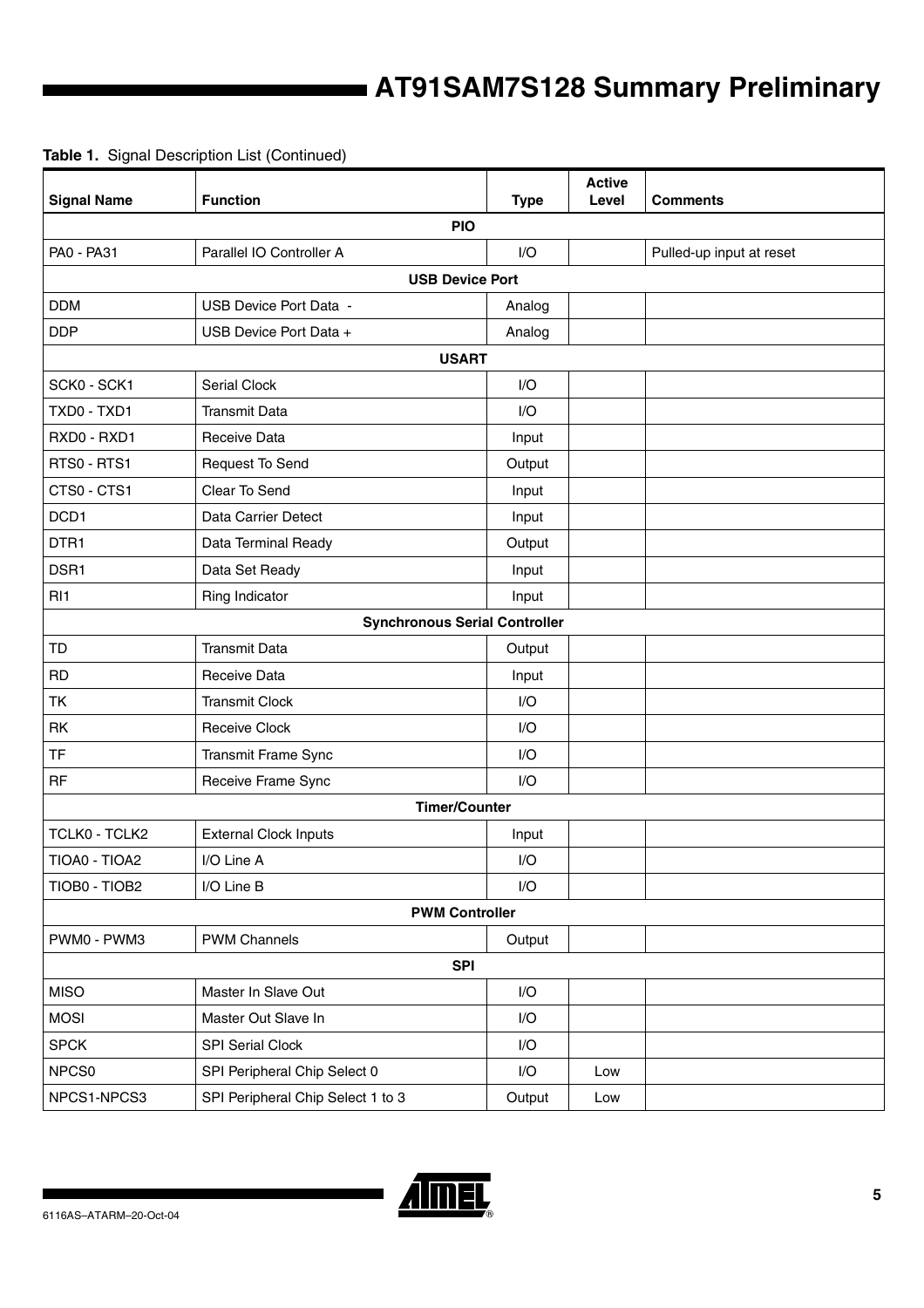**Table 1.** Signal Description List (Continued)

| Signal Name | Function | Type | Active Level | Comments |
|---|---|---|---|---|
| **PIO** | | | | |
| PA0 - PA31 | Parallel IO Controller A | I/O | | Pulled-up input at reset |
| **USB Device Port** | | | | |
| DDM | USB Device Port Data - | Analog | | |
| DDP | USB Device Port Data + | Analog | | |
| **USART** | | | | |
| SCK0 - SCK1 | Serial Clock | I/O | | |
| TXD0 - TXD1 | Transmit Data | I/O | | |
| RXD0 - RXD1 | Receive Data | Input | | |
| RTS0 - RTS1 | Request To Send | Output | | |
| CTS0 - CTS1 | Clear To Send | Input | | |
| DCD1 | Data Carrier Detect | Input | | |
| DTR1 | Data Terminal Ready | Output | | |
| DSR1 | Data Set Ready | Input | | |
| RI1 | Ring Indicator | Input | | |
| **Synchronous Serial Controller** | | | | |
| TD | Transmit Data | Output | | |
| RD | Receive Data | Input | | |
| TK | Transmit Clock | I/O | | |
| RK | Receive Clock | I/O | | |
| TF | Transmit Frame Sync | I/O | | |
| RF | Receive Frame Sync | I/O | | |
| **Timer/Counter** | | | | |
| TCLK0 - TCLK2 | External Clock Inputs | Input | | |
| TIOA0 - TIOA2 | I/O Line A | I/O | | |
| TIOB0 - TIOB2 | I/O Line B | I/O | | |
| **PWM Controller** | | | | |
| PWM0 - PWM3 | PWM Channels | Output | | |
| **SPI** | | | | |
| MISO | Master In Slave Out | I/O | | |
| MOSI | Master Out Slave In | I/O | | |
| SPCK | SPI Serial Clock | I/O | | |
| NPCS0 | SPI Peripheral Chip Select 0 | I/O | Low | |
| NPCS1-NPCS3 | SPI Peripheral Chip Select 1 to 3 | Output | Low | |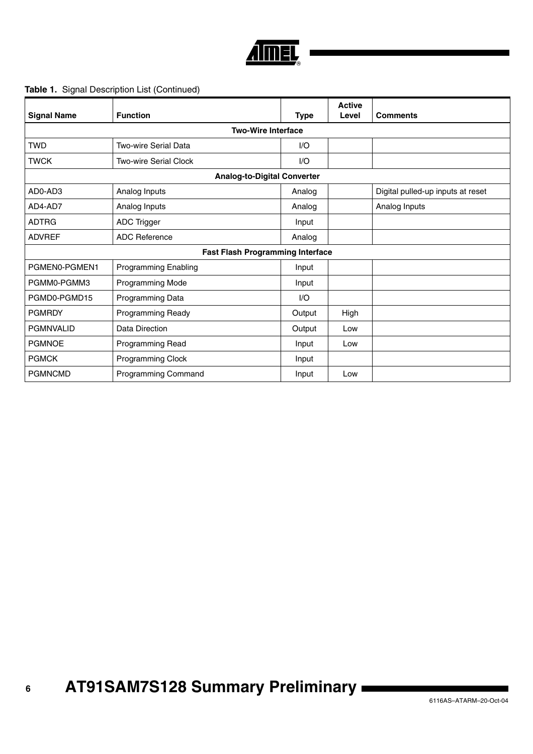**Table 1.** Signal Description List (Continued)

| Signal Name | Function | Type | Active Level | Comments |
|---|---|---|---|---|
| **Two-Wire Interface** | | | | |
| TWD | Two-wire Serial Data | I/O | | |
| TWCK | Two-wire Serial Clock | I/O | | |
| **Analog-to-Digital Converter** | | | | |
| AD0-AD3 | Analog Inputs | Analog | | Digital pulled-up inputs at reset |
| AD4-AD7 | Analog Inputs | Analog | | Analog Inputs |
| ADTRG | ADC Trigger | Input | | |
| ADVREF | ADC Reference | Analog | | |
| **Fast Flash Programming Interface** | | | | |
| PGMEN0-PGMEN1 | Programming Enabling | Input | | |
| PGMM0-PGMM3 | Programming Mode | Input | | |
| PGMD0-PGMD15 | Programming Data | I/O | | |
| PGMRDY | Programming Ready | Output | High | |
| PGMNVALID | Data Direction | Output | Low | |
| PGMNOE | Programming Read | Input | Low | |
| PGMCK | Programming Clock | Input | | |
| PGMNCMD | Programming Command | Input | Low | |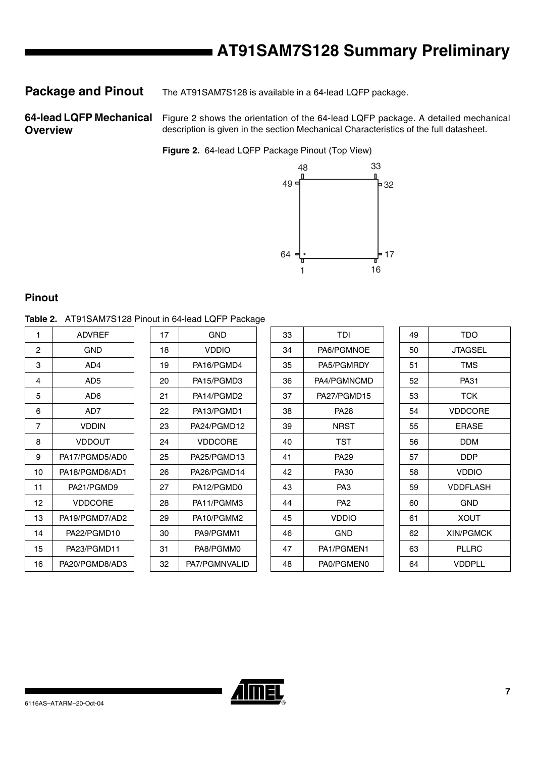## Package and Pinout

The AT91SAM7S128 is available in a 64-lead LQFP package.

### 64-lead LQFP Mechanical Overview

Figure 2 shows the orientation of the 64-lead LQFP package. A detailed mechanical description is given in the section Mechanical Characteristics of the full datasheet.

**Figure 2.** 64-lead LQFP Package Pinout (Top View)

## Pinout

**Table 2.** AT91SAM7S128 Pinout in 64-lead LQFP Package

| Pin | Signal | Pin | Signal | Pin | Signal | Pin | Signal |
|---|---|---|---|---|---|---|---|
| 1 | ADVREF | 17 | GND | 33 | TDI | 49 | TDO |
| 2 | GND | 18 | VDDIO | 34 | PA6/PGMNOE | 50 | JTAGSEL |
| 3 | AD4 | 19 | PA16/PGMD4 | 35 | PA5/PGMRDY | 51 | TMS |
| 4 | AD5 | 20 | PA15/PGMD3 | 36 | PA4/PGMNCMD | 52 | PA31 |
| 5 | AD6 | 21 | PA14/PGMD2 | 37 | PA27/PGMD15 | 53 | TCK |
| 6 | AD7 | 22 | PA13/PGMD1 | 38 | PA28 | 54 | VDDCORE |
| 7 | VDDIN | 23 | PA24/PGMD12 | 39 | NRST | 55 | ERASE |
| 8 | VDDOUT | 24 | VDDCORE | 40 | TST | 56 | DDM |
| 9 | PA17/PGMD5/AD0 | 25 | PA25/PGMD13 | 41 | PA29 | 57 | DDP |
| 10 | PA18/PGMD6/AD1 | 26 | PA26/PGMD14 | 42 | PA30 | 58 | VDDIO |
| 11 | PA21/PGMD9 | 27 | PA12/PGMD0 | 43 | PA3 | 59 | VDDFLASH |
| 12 | VDDCORE | 28 | PA11/PGMM3 | 44 | PA2 | 60 | GND |
| 13 | PA19/PGMD7/AD2 | 29 | PA10/PGMM2 | 45 | VDDIO | 61 | XOUT |
| 14 | PA22/PGMD10 | 30 | PA9/PGMM1 | 46 | GND | 62 | XIN/PGMCK |
| 15 | PA23/PGMD11 | 31 | PA8/PGMM0 | 47 | PA1/PGMEN1 | 63 | PLLRC |
| 16 | PA20/PGMD8/AD3 | 32 | PA7/PGMNVALID | 48 | PA0/PGMEN0 | 64 | VDDPLL |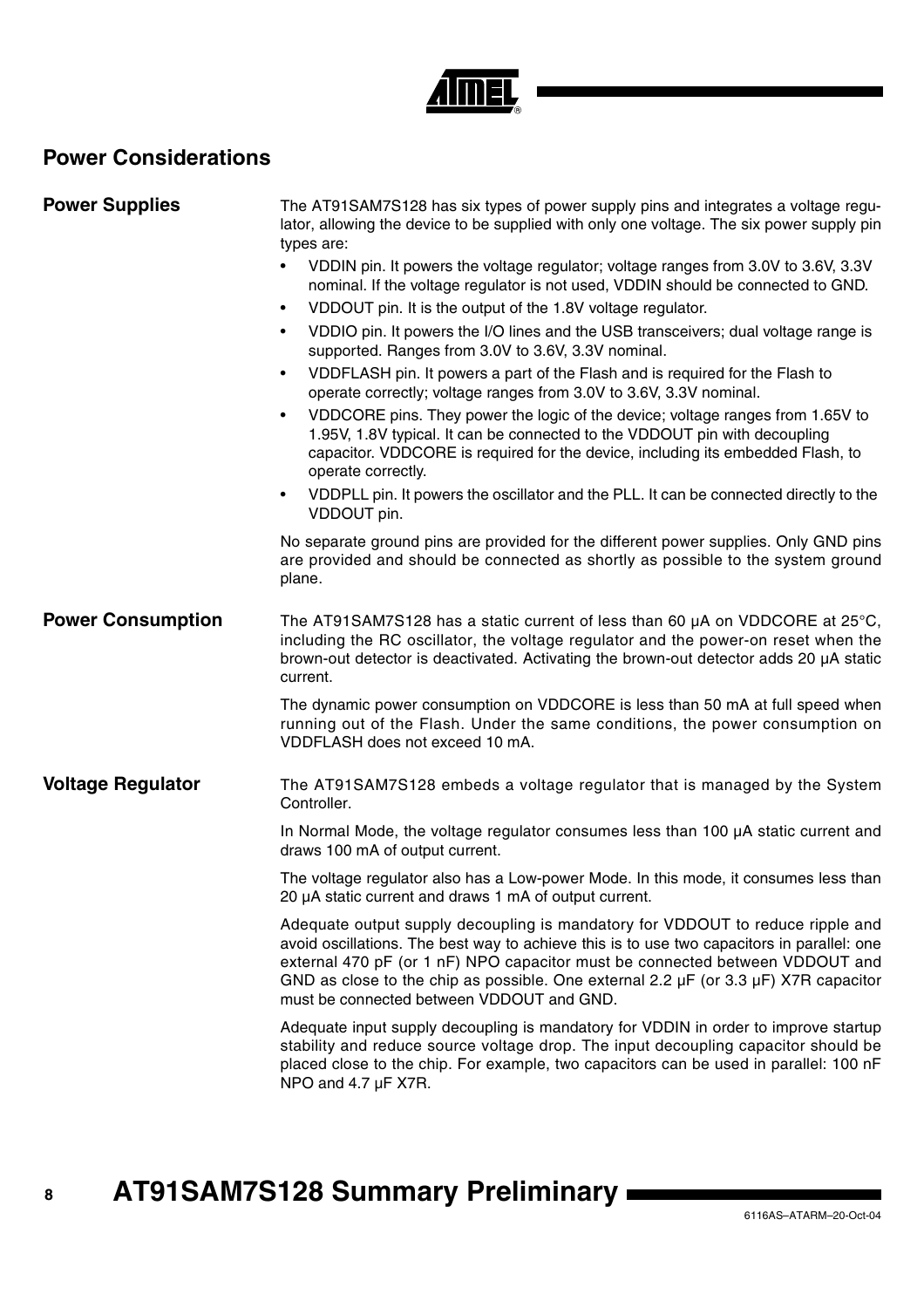## Power Considerations

### Power Supplies

The AT91SAM7S128 has six types of power supply pins and integrates a voltage regulator, allowing the device to be supplied with only one voltage. The six power supply pin types are:

- VDDIN pin. It powers the voltage regulator; voltage ranges from 3.0V to 3.6V, 3.3V nominal. If the voltage regulator is not used, VDDIN should be connected to GND.
- VDDOUT pin. It is the output of the 1.8V voltage regulator.
- VDDIO pin. It powers the I/O lines and the USB transceivers; dual voltage range is supported. Ranges from 3.0V to 3.6V, 3.3V nominal.
- VDDFLASH pin. It powers a part of the Flash and is required for the Flash to operate correctly; voltage ranges from 3.0V to 3.6V, 3.3V nominal.
- VDDCORE pins. They power the logic of the device; voltage ranges from 1.65V to 1.95V, 1.8V typical. It can be connected to the VDDOUT pin with decoupling capacitor. VDDCORE is required for the device, including its embedded Flash, to operate correctly.
- VDDPLL pin. It powers the oscillator and the PLL. It can be connected directly to the VDDOUT pin.

No separate ground pins are provided for the different power supplies. Only GND pins are provided and should be connected as shortly as possible to the system ground plane.

### Power Consumption

The AT91SAM7S128 has a static current of less than 60 µA on VDDCORE at 25°C, including the RC oscillator, the voltage regulator and the power-on reset when the brown-out detector is deactivated. Activating the brown-out detector adds 20 µA static current.

The dynamic power consumption on VDDCORE is less than 50 mA at full speed when running out of the Flash. Under the same conditions, the power consumption on VDDFLASH does not exceed 10 mA.

### Voltage Regulator

The AT91SAM7S128 embeds a voltage regulator that is managed by the System Controller.

In Normal Mode, the voltage regulator consumes less than 100 µA static current and draws 100 mA of output current.

The voltage regulator also has a Low-power Mode. In this mode, it consumes less than 20 µA static current and draws 1 mA of output current.

Adequate output supply decoupling is mandatory for VDDOUT to reduce ripple and avoid oscillations. The best way to achieve this is to use two capacitors in parallel: one external 470 pF (or 1 nF) NPO capacitor must be connected between VDDOUT and GND as close to the chip as possible. One external 2.2 µF (or 3.3 µF) X7R capacitor must be connected between VDDOUT and GND.

Adequate input supply decoupling is mandatory for VDDIN in order to improve startup stability and reduce source voltage drop. The input decoupling capacitor should be placed close to the chip. For example, two capacitors can be used in parallel: 100 nF NPO and 4.7 µF X7R.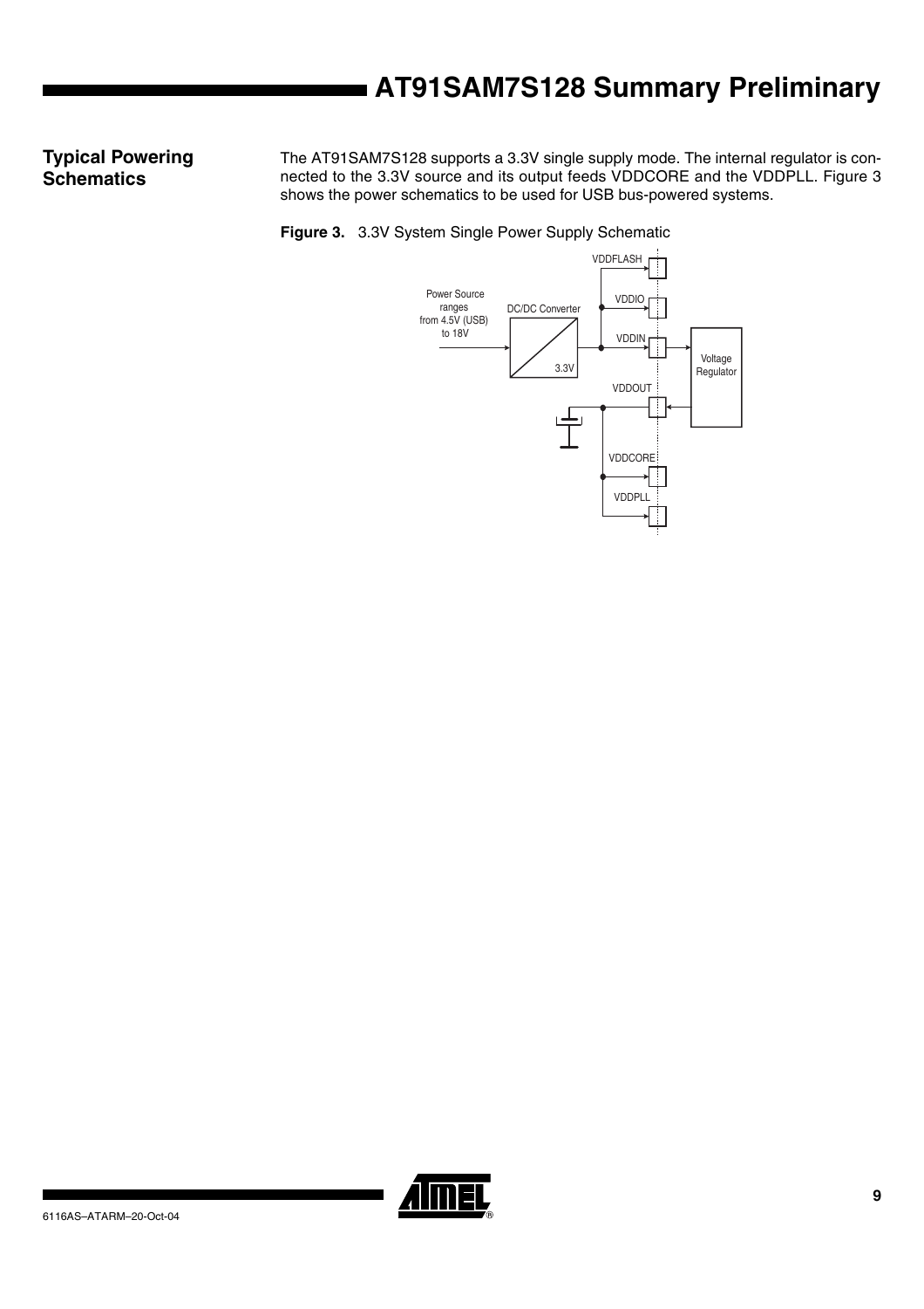## Typical Powering Schematics

The AT91SAM7S128 supports a 3.3V single supply mode. The internal regulator is connected to the 3.3V source and its output feeds VDDCORE and the VDDPLL. Figure 3 shows the power schematics to be used for USB bus-powered systems.

**Figure 3.** 3.3V System Single Power Supply Schematic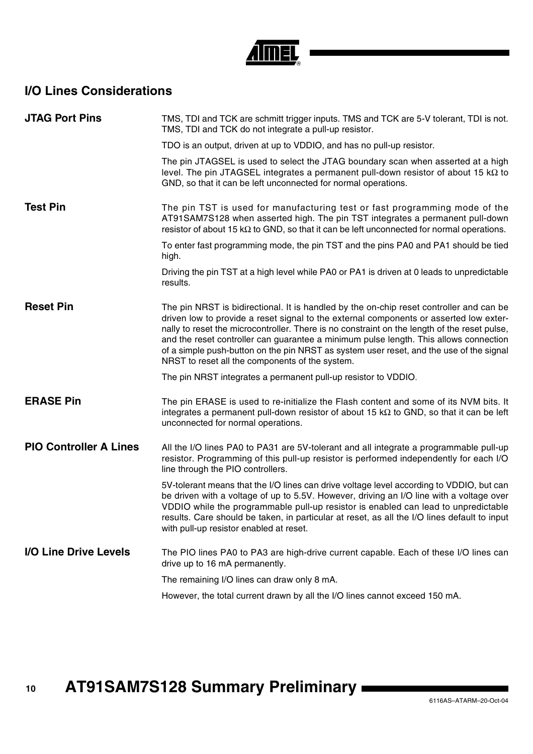## I/O Lines Considerations

### JTAG Port Pins

TMS, TDI and TCK are schmitt trigger inputs. TMS and TCK are 5-V tolerant, TDI is not. TMS, TDI and TCK do not integrate a pull-up resistor.

TDO is an output, driven at up to VDDIO, and has no pull-up resistor.

The pin JTAGSEL is used to select the JTAG boundary scan when asserted at a high level. The pin JTAGSEL integrates a permanent pull-down resistor of about 15 kΩ to GND, so that it can be left unconnected for normal operations.

### Test Pin

The pin TST is used for manufacturing test or fast programming mode of the AT91SAM7S128 when asserted high. The pin TST integrates a permanent pull-down resistor of about 15 kΩ to GND, so that it can be left unconnected for normal operations.

To enter fast programming mode, the pin TST and the pins PA0 and PA1 should be tied high.

Driving the pin TST at a high level while PA0 or PA1 is driven at 0 leads to unpredictable results.

### Reset Pin

The pin NRST is bidirectional. It is handled by the on-chip reset controller and can be driven low to provide a reset signal to the external components or asserted low externally to reset the microcontroller. There is no constraint on the length of the reset pulse, and the reset controller can guarantee a minimum pulse length. This allows connection of a simple push-button on the pin NRST as system user reset, and the use of the signal NRST to reset all the components of the system.

The pin NRST integrates a permanent pull-up resistor to VDDIO.

### ERASE Pin

The pin ERASE is used to re-initialize the Flash content and some of its NVM bits. It integrates a permanent pull-down resistor of about 15 kΩ to GND, so that it can be left unconnected for normal operations.

### PIO Controller A Lines

All the I/O lines PA0 to PA31 are 5V-tolerant and all integrate a programmable pull-up resistor. Programming of this pull-up resistor is performed independently for each I/O line through the PIO controllers.

5V-tolerant means that the I/O lines can drive voltage level according to VDDIO, but can be driven with a voltage of up to 5.5V. However, driving an I/O line with a voltage over VDDIO while the programmable pull-up resistor is enabled can lead to unpredictable results. Care should be taken, in particular at reset, as all the I/O lines default to input with pull-up resistor enabled at reset.

### I/O Line Drive Levels

The PIO lines PA0 to PA3 are high-drive current capable. Each of these I/O lines can drive up to 16 mA permanently.

The remaining I/O lines can draw only 8 mA.

However, the total current drawn by all the I/O lines cannot exceed 150 mA.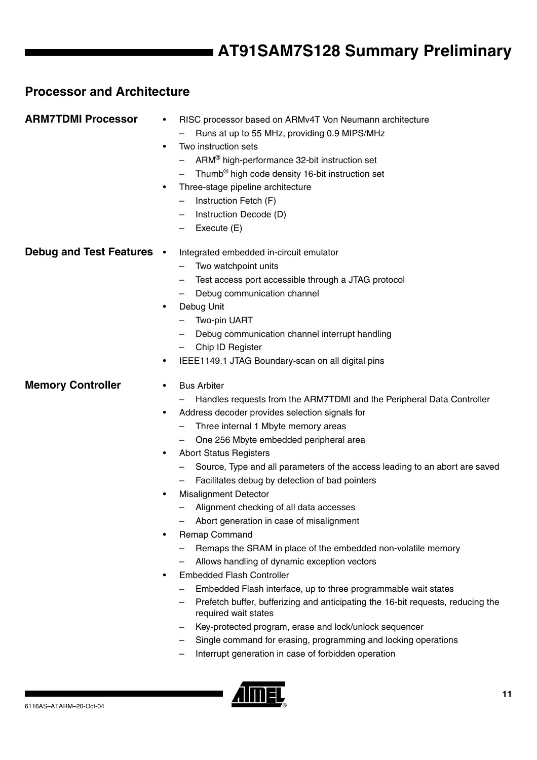## Processor and Architecture

### ARM7TDMI Processor

- RISC processor based on ARMv4T Von Neumann architecture
  - Runs at up to 55 MHz, providing 0.9 MIPS/MHz
- Two instruction sets
  - ARM® high-performance 32-bit instruction set
  - Thumb® high code density 16-bit instruction set
- Three-stage pipeline architecture
  - Instruction Fetch (F)
  - Instruction Decode (D)
  - Execute (E)

### Debug and Test Features

- Integrated embedded in-circuit emulator
  - Two watchpoint units
  - Test access port accessible through a JTAG protocol
  - Debug communication channel
- Debug Unit
  - Two-pin UART
  - Debug communication channel interrupt handling
  - Chip ID Register
- IEEE1149.1 JTAG Boundary-scan on all digital pins

### Memory Controller

- Bus Arbiter
  - Handles requests from the ARM7TDMI and the Peripheral Data Controller
- Address decoder provides selection signals for
  - Three internal 1 Mbyte memory areas
  - One 256 Mbyte embedded peripheral area
- Abort Status Registers
  - Source, Type and all parameters of the access leading to an abort are saved
  - Facilitates debug by detection of bad pointers
- Misalignment Detector
  - Alignment checking of all data accesses
  - Abort generation in case of misalignment
- Remap Command
  - Remaps the SRAM in place of the embedded non-volatile memory
  - Allows handling of dynamic exception vectors
- Embedded Flash Controller
  - Embedded Flash interface, up to three programmable wait states
  - Prefetch buffer, bufferizing and anticipating the 16-bit requests, reducing the required wait states
  - Key-protected program, erase and lock/unlock sequencer
  - Single command for erasing, programming and locking operations
  - Interrupt generation in case of forbidden operation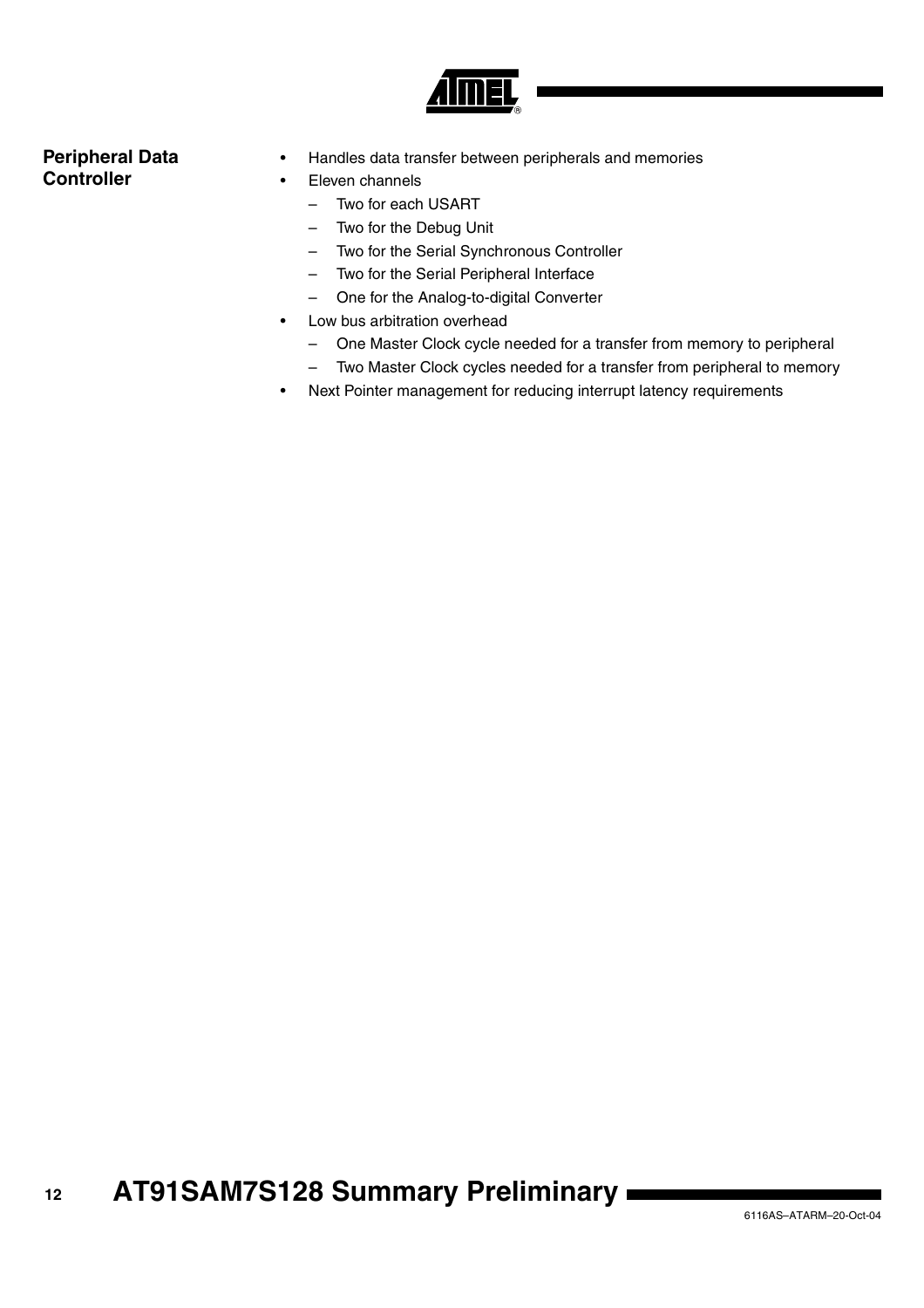## Peripheral Data Controller

- Handles data transfer between peripherals and memories
- Eleven channels
  - Two for each USART
  - Two for the Debug Unit
  - Two for the Serial Synchronous Controller
  - Two for the Serial Peripheral Interface
  - One for the Analog-to-digital Converter
- Low bus arbitration overhead
  - One Master Clock cycle needed for a transfer from memory to peripheral
  - Two Master Clock cycles needed for a transfer from peripheral to memory
- Next Pointer management for reducing interrupt latency requirements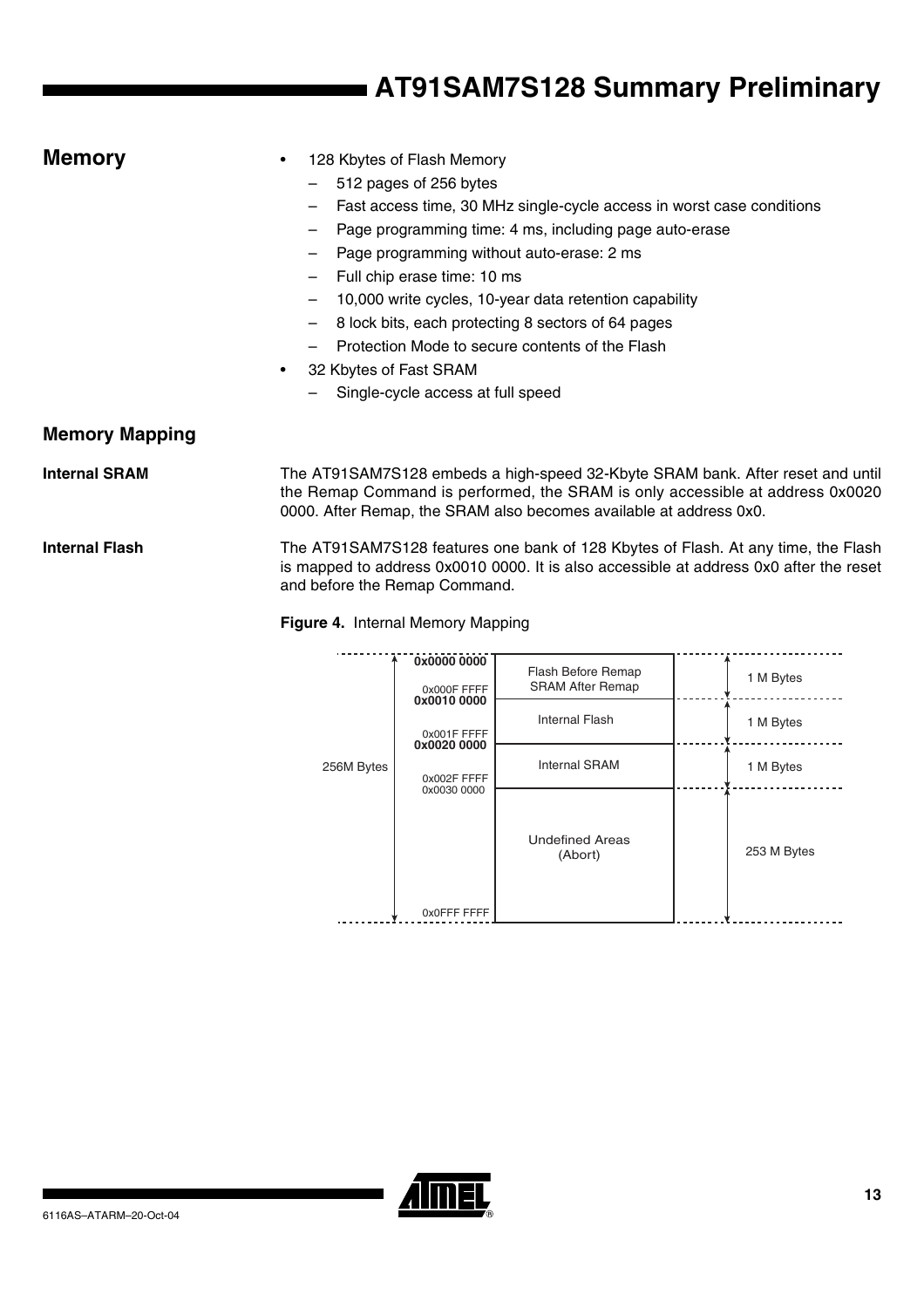## Memory

- 128 Kbytes of Flash Memory
  - 512 pages of 256 bytes
  - Fast access time, 30 MHz single-cycle access in worst case conditions
  - Page programming time: 4 ms, including page auto-erase
  - Page programming without auto-erase: 2 ms
  - Full chip erase time: 10 ms
  - 10,000 write cycles, 10-year data retention capability
  - 8 lock bits, each protecting 8 sectors of 64 pages
  - Protection Mode to secure contents of the Flash
- 32 Kbytes of Fast SRAM
  - Single-cycle access at full speed

### Memory Mapping

#### Internal SRAM

The AT91SAM7S128 embeds a high-speed 32-Kbyte SRAM bank. After reset and until the Remap Command is performed, the SRAM is only accessible at address 0x0020 0000. After Remap, the SRAM also becomes available at address 0x0.

#### Internal Flash

The AT91SAM7S128 features one bank of 128 Kbytes of Flash. At any time, the Flash is mapped to address 0x0010 0000. It is also accessible at address 0x0 after the reset and before the Remap Command.

**Figure 4.** Internal Memory Mapping

| Address Range | Area | Size |
| --- | --- | --- |
| 0x0000 0000 – 0x000F FFFF | Flash Before Remap / SRAM After Remap | 1 M Bytes |
| 0x0010 0000 – 0x001F FFFF | Internal Flash | 1 M Bytes |
| 0x0020 0000 – 0x002F FFFF | Internal SRAM | 1 M Bytes |
| 0x0030 0000 – 0x0FFF FFFF | Undefined Areas (Abort) | 253 M Bytes |

Total: 256M Bytes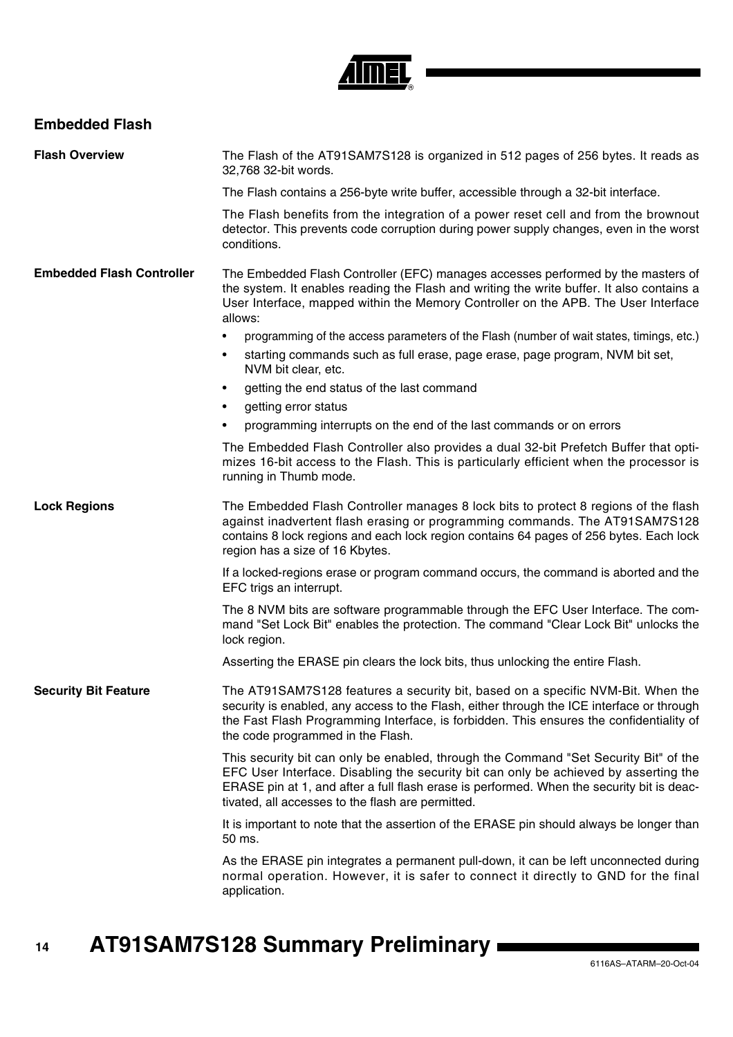## Embedded Flash

### Flash Overview

The Flash of the AT91SAM7S128 is organized in 512 pages of 256 bytes. It reads as 32,768 32-bit words.

The Flash contains a 256-byte write buffer, accessible through a 32-bit interface.

The Flash benefits from the integration of a power reset cell and from the brownout detector. This prevents code corruption during power supply changes, even in the worst conditions.

### Embedded Flash Controller

The Embedded Flash Controller (EFC) manages accesses performed by the masters of the system. It enables reading the Flash and writing the write buffer. It also contains a User Interface, mapped within the Memory Controller on the APB. The User Interface allows:

- programming of the access parameters of the Flash (number of wait states, timings, etc.)
- starting commands such as full erase, page erase, page program, NVM bit set, NVM bit clear, etc.
- getting the end status of the last command
- getting error status
- programming interrupts on the end of the last commands or on errors

The Embedded Flash Controller also provides a dual 32-bit Prefetch Buffer that optimizes 16-bit access to the Flash. This is particularly efficient when the processor is running in Thumb mode.

### Lock Regions

The Embedded Flash Controller manages 8 lock bits to protect 8 regions of the flash against inadvertent flash erasing or programming commands. The AT91SAM7S128 contains 8 lock regions and each lock region contains 64 pages of 256 bytes. Each lock region has a size of 16 Kbytes.

If a locked-regions erase or program command occurs, the command is aborted and the EFC trigs an interrupt.

The 8 NVM bits are software programmable through the EFC User Interface. The command "Set Lock Bit" enables the protection. The command "Clear Lock Bit" unlocks the lock region.

Asserting the ERASE pin clears the lock bits, thus unlocking the entire Flash.

### Security Bit Feature

The AT91SAM7S128 features a security bit, based on a specific NVM-Bit. When the security is enabled, any access to the Flash, either through the ICE interface or through the Fast Flash Programming Interface, is forbidden. This ensures the confidentiality of the code programmed in the Flash.

This security bit can only be enabled, through the Command "Set Security Bit" of the EFC User Interface. Disabling the security bit can only be achieved by asserting the ERASE pin at 1, and after a full flash erase is performed. When the security bit is deactivated, all accesses to the flash are permitted.

It is important to note that the assertion of the ERASE pin should always be longer than 50 ms.

As the ERASE pin integrates a permanent pull-down, it can be left unconnected during normal operation. However, it is safer to connect it directly to GND for the final application.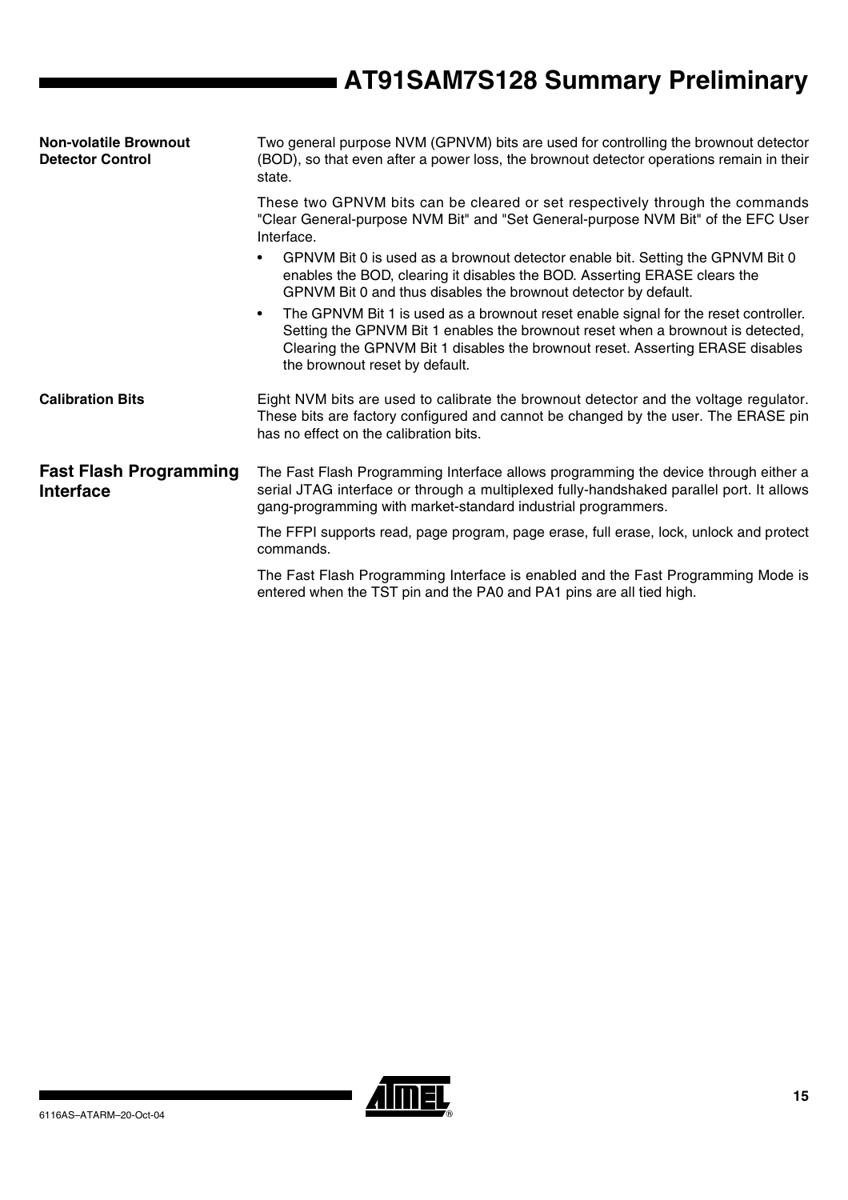#### Non-volatile Brownout Detector Control

Two general purpose NVM (GPNVM) bits are used for controlling the brownout detector (BOD), so that even after a power loss, the brownout detector operations remain in their state.

These two GPNVM bits can be cleared or set respectively through the commands "Clear General-purpose NVM Bit" and "Set General-purpose NVM Bit" of the EFC User Interface.

- GPNVM Bit 0 is used as a brownout detector enable bit. Setting the GPNVM Bit 0 enables the BOD, clearing it disables the BOD. Asserting ERASE clears the GPNVM Bit 0 and thus disables the brownout detector by default.
- The GPNVM Bit 1 is used as a brownout reset enable signal for the reset controller. Setting the GPNVM Bit 1 enables the brownout reset when a brownout is detected, Clearing the GPNVM Bit 1 disables the brownout reset. Asserting ERASE disables the brownout reset by default.

#### Calibration Bits

Eight NVM bits are used to calibrate the brownout detector and the voltage regulator. These bits are factory configured and cannot be changed by the user. The ERASE pin has no effect on the calibration bits.

### Fast Flash Programming Interface

The Fast Flash Programming Interface allows programming the device through either a serial JTAG interface or through a multiplexed fully-handshaked parallel port. It allows gang-programming with market-standard industrial programmers.

The FFPI supports read, page program, page erase, full erase, lock, unlock and protect commands.

The Fast Flash Programming Interface is enabled and the Fast Programming Mode is entered when the TST pin and the PA0 and PA1 pins are all tied high.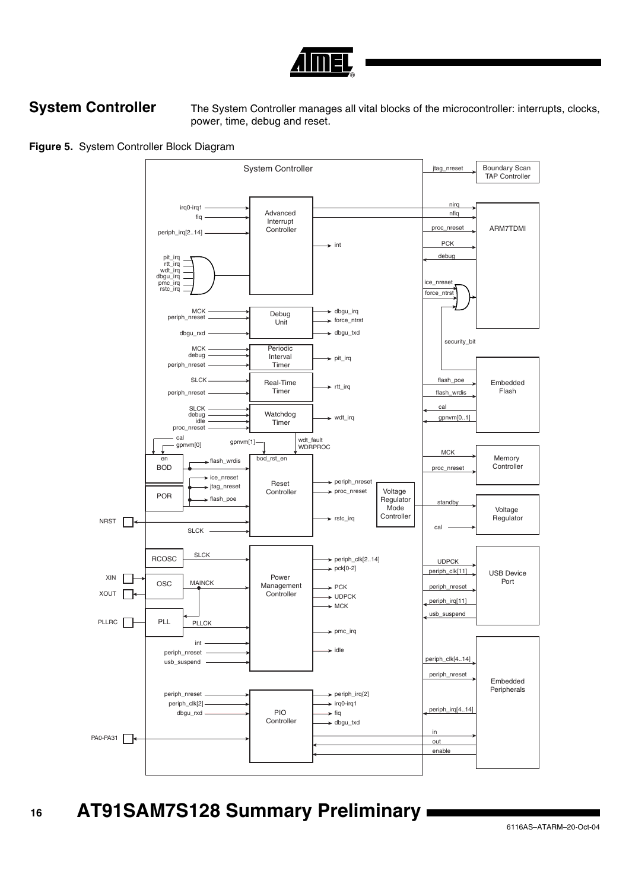## System Controller

The System Controller manages all vital blocks of the microcontroller: interrupts, clocks, power, time, debug and reset.

**Figure 5.** System Controller Block Diagram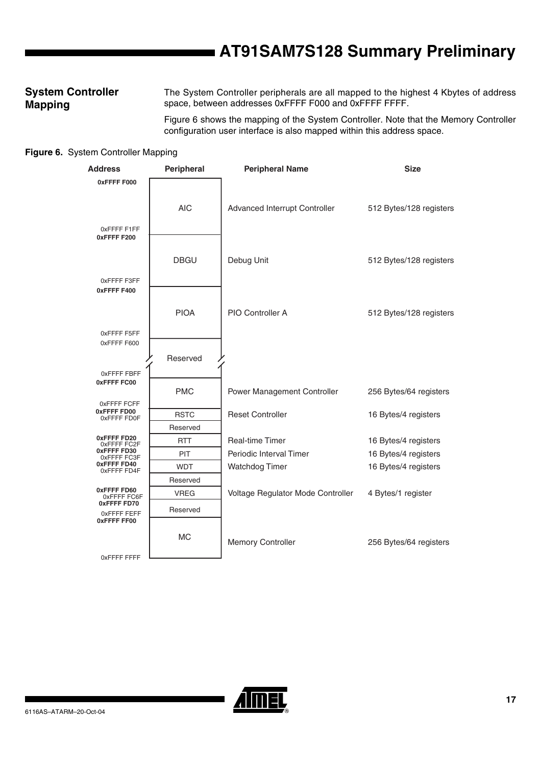## System Controller Mapping

The System Controller peripherals are all mapped to the highest 4 Kbytes of address space, between addresses 0xFFFF F000 and 0xFFFF FFFF.

Figure 6 shows the mapping of the System Controller. Note that the Memory Controller configuration user interface is also mapped within this address space.

**Figure 6.** System Controller Mapping

| Address | Peripheral | Peripheral Name | Size |
|---|---|---|---|
| 0xFFFF F000 – 0xFFFF F1FF | AIC | Advanced Interrupt Controller | 512 Bytes/128 registers |
| 0xFFFF F200 – 0xFFFF F3FF | DBGU | Debug Unit | 512 Bytes/128 registers |
| 0xFFFF F400 – 0xFFFF F5FF | PIOA | PIO Controller A | 512 Bytes/128 registers |
| 0xFFFF F600 – 0xFFFF FBFF | Reserved | | |
| 0xFFFF FC00 – 0xFFFF FCFF | PMC | Power Management Controller | 256 Bytes/64 registers |
| 0xFFFF FD00 – 0xFFFF FD0F | RSTC | Reset Controller | 16 Bytes/4 registers |
| | Reserved | | |
| 0xFFFF FD20 – 0xFFFF FC2F | RTT | Real-time Timer | 16 Bytes/4 registers |
| 0xFFFF FD30 – 0xFFFF FC3F | PIT | Periodic Interval Timer | 16 Bytes/4 registers |
| 0xFFFF FD40 – 0xFFFF FD4F | WDT | Watchdog Timer | 16 Bytes/4 registers |
| | Reserved | | |
| 0xFFFF FD60 – 0xFFFF FC6F | VREG | Voltage Regulator Mode Controller | 4 Bytes/1 register |
| 0xFFFF FD70 – 0xFFFF FEFF | Reserved | | |
| 0xFFFF FF00 – 0xFFFF FFFF | MC | Memory Controller | 256 Bytes/64 registers |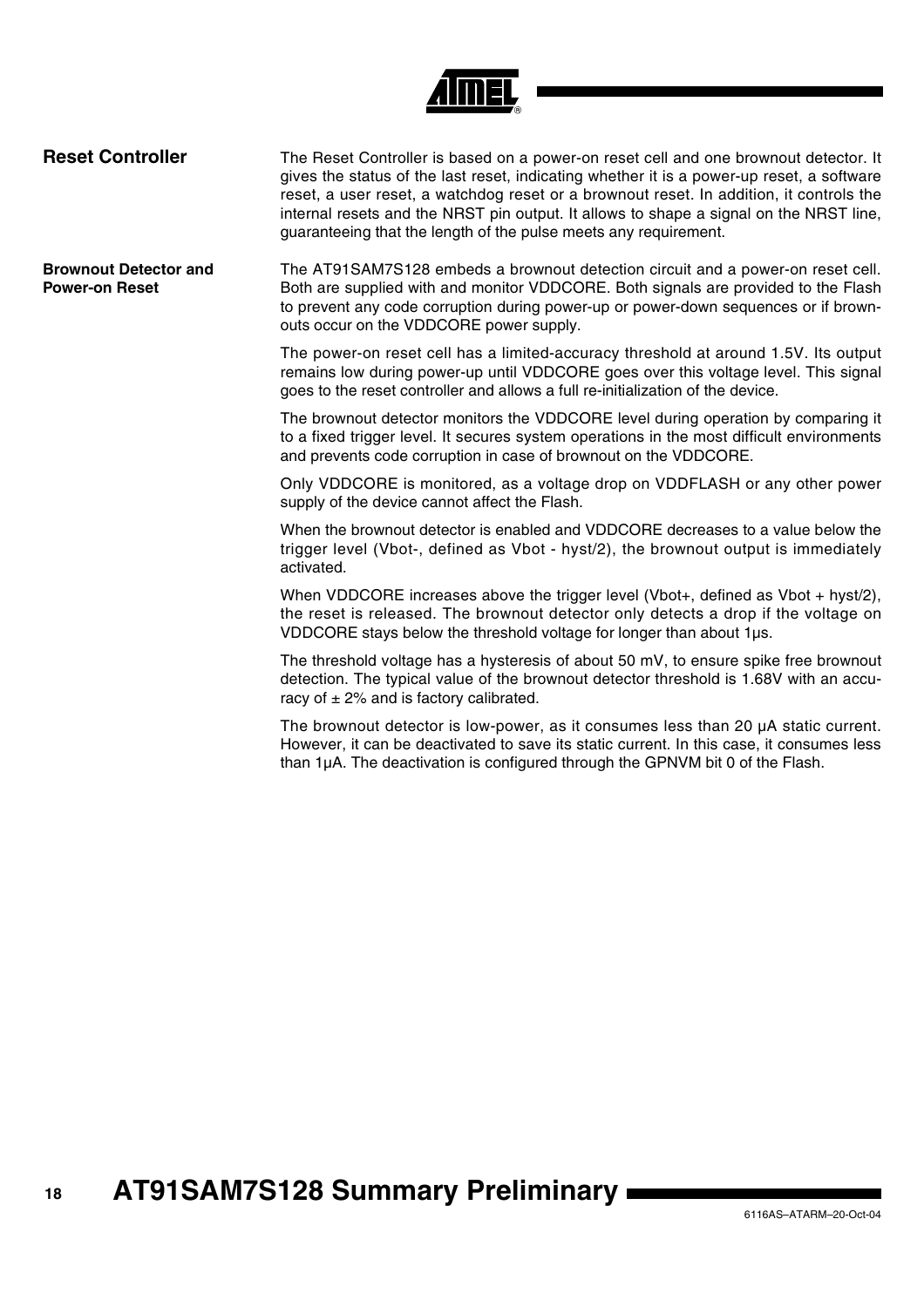## Reset Controller

The Reset Controller is based on a power-on reset cell and one brownout detector. It gives the status of the last reset, indicating whether it is a power-up reset, a software reset, a user reset, a watchdog reset or a brownout reset. In addition, it controls the internal resets and the NRST pin output. It allows to shape a signal on the NRST line, guaranteeing that the length of the pulse meets any requirement.

### Brownout Detector and Power-on Reset

The AT91SAM7S128 embeds a brownout detection circuit and a power-on reset cell. Both are supplied with and monitor VDDCORE. Both signals are provided to the Flash to prevent any code corruption during power-up or power-down sequences or if brownouts occur on the VDDCORE power supply.

The power-on reset cell has a limited-accuracy threshold at around 1.5V. Its output remains low during power-up until VDDCORE goes over this voltage level. This signal goes to the reset controller and allows a full re-initialization of the device.

The brownout detector monitors the VDDCORE level during operation by comparing it to a fixed trigger level. It secures system operations in the most difficult environments and prevents code corruption in case of brownout on the VDDCORE.

Only VDDCORE is monitored, as a voltage drop on VDDFLASH or any other power supply of the device cannot affect the Flash.

When the brownout detector is enabled and VDDCORE decreases to a value below the trigger level (Vbot-, defined as Vbot - hyst/2), the brownout output is immediately activated.

When VDDCORE increases above the trigger level (Vbot+, defined as Vbot + hyst/2), the reset is released. The brownout detector only detects a drop if the voltage on VDDCORE stays below the threshold voltage for longer than about 1µs.

The threshold voltage has a hysteresis of about 50 mV, to ensure spike free brownout detection. The typical value of the brownout detector threshold is 1.68V with an accuracy of ± 2% and is factory calibrated.

The brownout detector is low-power, as it consumes less than 20 µA static current. However, it can be deactivated to save its static current. In this case, it consumes less than 1µA. The deactivation is configured through the GPNVM bit 0 of the Flash.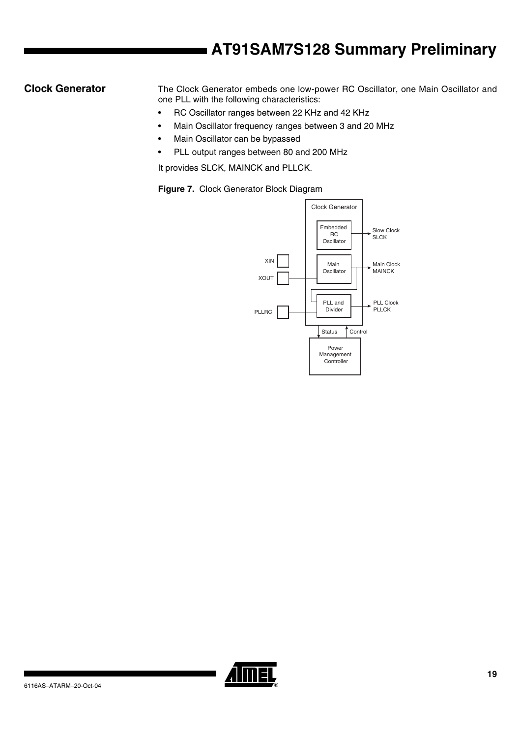## Clock Generator

The Clock Generator embeds one low-power RC Oscillator, one Main Oscillator and one PLL with the following characteristics:

- RC Oscillator ranges between 22 KHz and 42 KHz
- Main Oscillator frequency ranges between 3 and 20 MHz
- Main Oscillator can be bypassed
- PLL output ranges between 80 and 200 MHz

It provides SLCK, MAINCK and PLLCK.

**Figure 7.** Clock Generator Block Diagram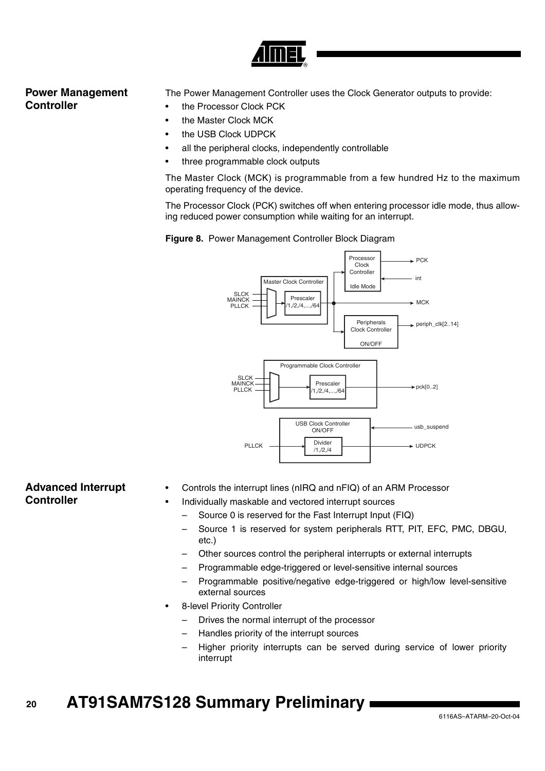## Power Management Controller

The Power Management Controller uses the Clock Generator outputs to provide:

- the Processor Clock PCK
- the Master Clock MCK
- the USB Clock UDPCK
- all the peripheral clocks, independently controllable
- three programmable clock outputs

The Master Clock (MCK) is programmable from a few hundred Hz to the maximum operating frequency of the device.

The Processor Clock (PCK) switches off when entering processor idle mode, thus allowing reduced power consumption while waiting for an interrupt.

**Figure 8.** Power Management Controller Block Diagram

## Advanced Interrupt Controller

- Controls the interrupt lines (nIRQ and nFIQ) of an ARM Processor
- Individually maskable and vectored interrupt sources
  - Source 0 is reserved for the Fast Interrupt Input (FIQ)
  - Source 1 is reserved for system peripherals RTT, PIT, EFC, PMC, DBGU, etc.)
  - Other sources control the peripheral interrupts or external interrupts
  - Programmable edge-triggered or level-sensitive internal sources
  - Programmable positive/negative edge-triggered or high/low level-sensitive external sources
- 8-level Priority Controller
  - Drives the normal interrupt of the processor
  - Handles priority of the interrupt sources
  - Higher priority interrupts can be served during service of lower priority interrupt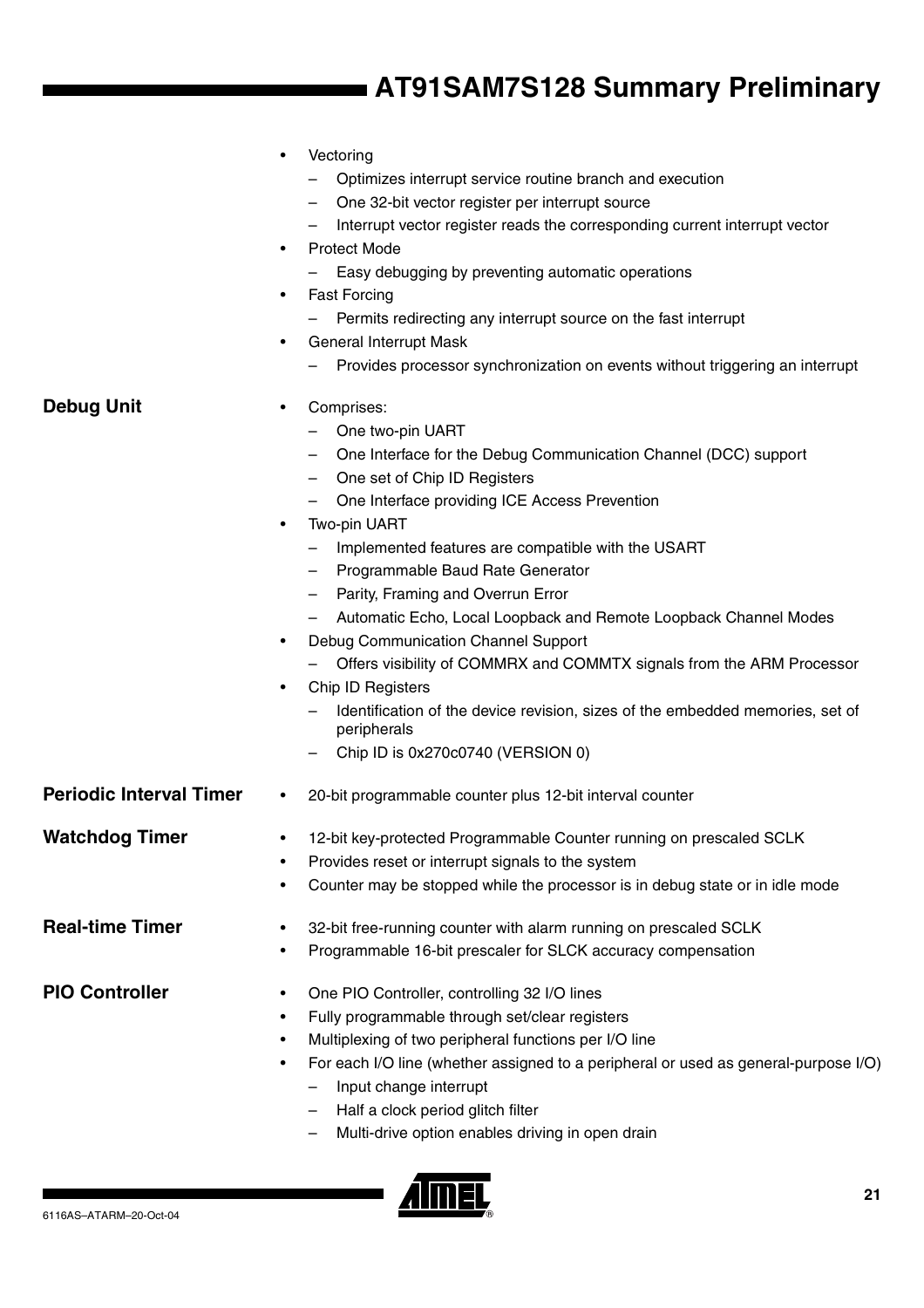- Vectoring
  - Optimizes interrupt service routine branch and execution
  - One 32-bit vector register per interrupt source
  - Interrupt vector register reads the corresponding current interrupt vector
- Protect Mode
  - Easy debugging by preventing automatic operations
- Fast Forcing
  - Permits redirecting any interrupt source on the fast interrupt
- General Interrupt Mask
  - Provides processor synchronization on events without triggering an interrupt

## Debug Unit

- Comprises:
  - One two-pin UART
  - One Interface for the Debug Communication Channel (DCC) support
  - One set of Chip ID Registers
  - One Interface providing ICE Access Prevention
- Two-pin UART
  - Implemented features are compatible with the USART
  - Programmable Baud Rate Generator
  - Parity, Framing and Overrun Error
  - Automatic Echo, Local Loopback and Remote Loopback Channel Modes
- Debug Communication Channel Support
  - Offers visibility of COMMRX and COMMTX signals from the ARM Processor
- Chip ID Registers
  - Identification of the device revision, sizes of the embedded memories, set of peripherals
  - Chip ID is 0x270c0740 (VERSION 0)

## Periodic Interval Timer

- 20-bit programmable counter plus 12-bit interval counter

## Watchdog Timer

- 12-bit key-protected Programmable Counter running on prescaled SCLK
- Provides reset or interrupt signals to the system
- Counter may be stopped while the processor is in debug state or in idle mode

## Real-time Timer

- 32-bit free-running counter with alarm running on prescaled SCLK
- Programmable 16-bit prescaler for SLCK accuracy compensation

## PIO Controller

- One PIO Controller, controlling 32 I/O lines
- Fully programmable through set/clear registers
- Multiplexing of two peripheral functions per I/O line
- For each I/O line (whether assigned to a peripheral or used as general-purpose I/O)
  - Input change interrupt
  - Half a clock period glitch filter
  - Multi-drive option enables driving in open drain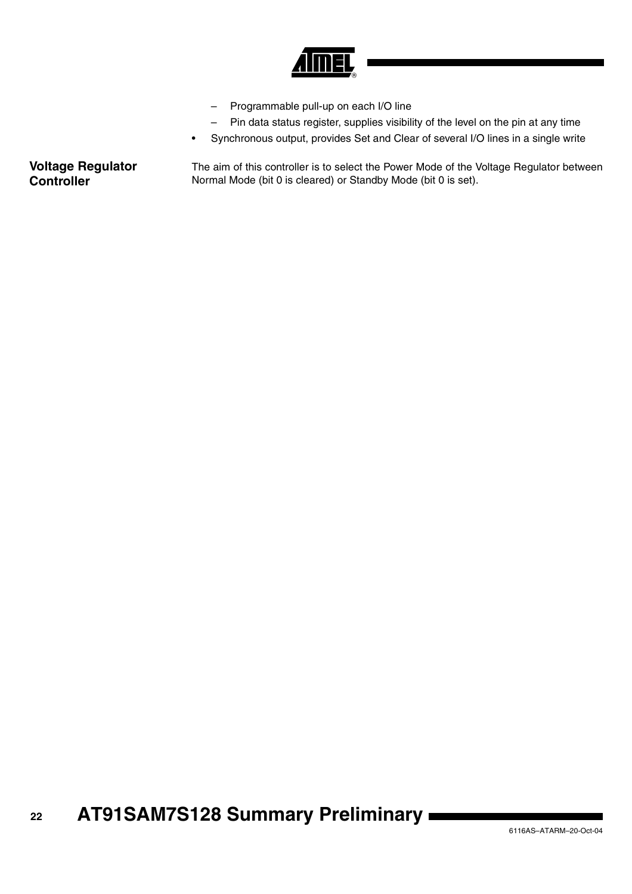- Programmable pull-up on each I/O line
  - Pin data status register, supplies visibility of the level on the pin at any time
- Synchronous output, provides Set and Clear of several I/O lines in a single write

### Voltage Regulator Controller

The aim of this controller is to select the Power Mode of the Voltage Regulator between Normal Mode (bit 0 is cleared) or Standby Mode (bit 0 is set).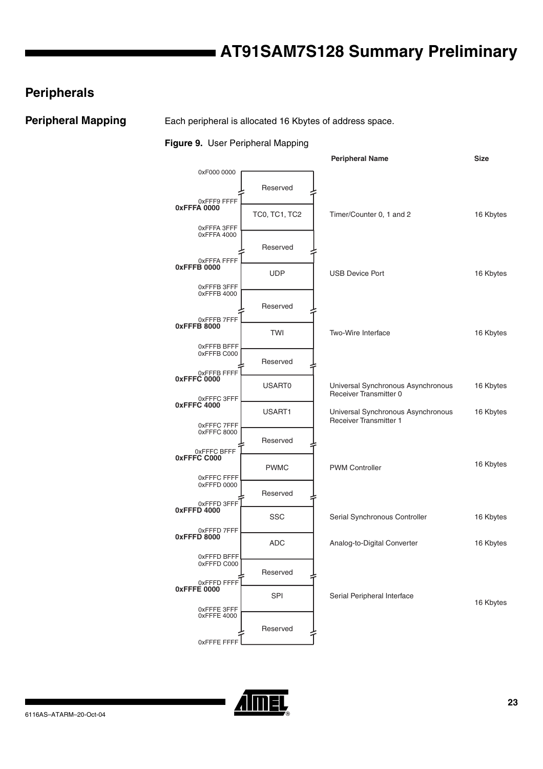## Peripherals

### Peripheral Mapping

Each peripheral is allocated 16 Kbytes of address space.

**Figure 9.** User Peripheral Mapping

| Address Range | Peripheral | Peripheral Name | Size |
|---|---|---|---|
| 0xF000 0000 – 0xFFF9 FFFF | Reserved | | |
| **0xFFFA 0000** – 0xFFFA 3FFF | TC0, TC1, TC2 | Timer/Counter 0, 1 and 2 | 16 Kbytes |
| 0xFFFA 4000 – 0xFFFA FFFF | Reserved | | |
| **0xFFFB 0000** – 0xFFFB 3FFF | UDP | USB Device Port | 16 Kbytes |
| 0xFFFB 4000 – 0xFFFB 7FFF | Reserved | | |
| **0xFFFB 8000** – 0xFFFB BFFF | TWI | Two-Wire Interface | 16 Kbytes |
| 0xFFFB C000 – 0xFFFB FFFF | Reserved | | |
| **0xFFFC 0000** – 0xFFFC 3FFF | USART0 | Universal Synchronous Asynchronous Receiver Transmitter 0 | 16 Kbytes |
| **0xFFFC 4000** – 0xFFFC 7FFF | USART1 | Universal Synchronous Asynchronous Receiver Transmitter 1 | 16 Kbytes |
| 0xFFFC 8000 – 0xFFFC BFFF | Reserved | | |
| **0xFFFC C000** – 0xFFFC FFFF | PWMC | PWM Controller | 16 Kbytes |
| 0xFFFD 0000 – 0xFFFD 3FFF | Reserved | | |
| **0xFFFD 4000** – 0xFFFD 7FFF | SSC | Serial Synchronous Controller | 16 Kbytes |
| **0xFFFD 8000** – 0xFFFD BFFF | ADC | Analog-to-Digital Converter | 16 Kbytes |
| 0xFFFD C000 – 0xFFFD FFFF | Reserved | | |
| **0xFFFE 0000** – 0xFFFE 3FFF | SPI | Serial Peripheral Interface | 16 Kbytes |
| 0xFFFE 4000 – 0xFFFE FFFF | Reserved | | |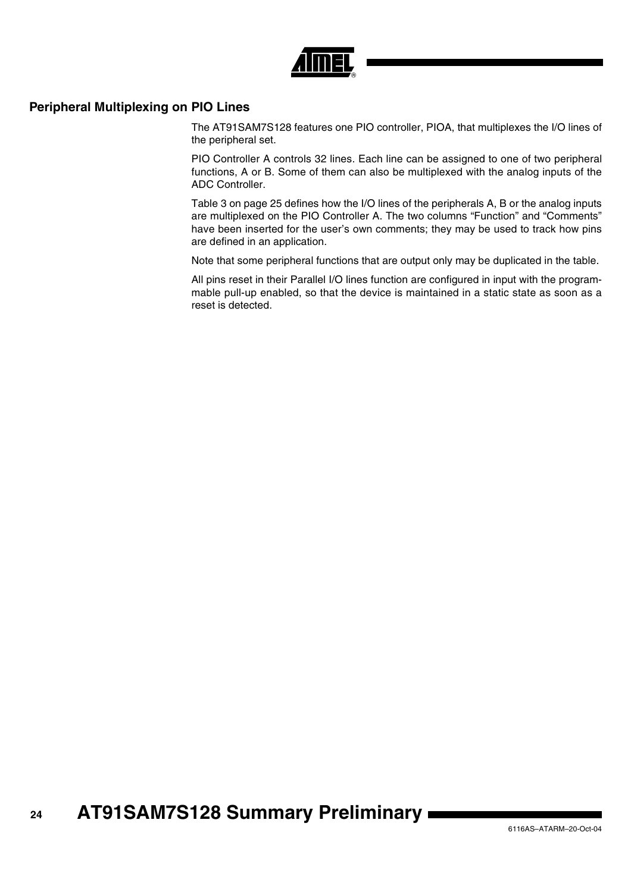## Peripheral Multiplexing on PIO Lines

The AT91SAM7S128 features one PIO controller, PIOA, that multiplexes the I/O lines of the peripheral set.

PIO Controller A controls 32 lines. Each line can be assigned to one of two peripheral functions, A or B. Some of them can also be multiplexed with the analog inputs of the ADC Controller.

Table 3 on page 25 defines how the I/O lines of the peripherals A, B or the analog inputs are multiplexed on the PIO Controller A. The two columns "Function" and "Comments" have been inserted for the user's own comments; they may be used to track how pins are defined in an application.

Note that some peripheral functions that are output only may be duplicated in the table.

All pins reset in their Parallel I/O lines function are configured in input with the programmable pull-up enabled, so that the device is maintained in a static state as soon as a reset is detected.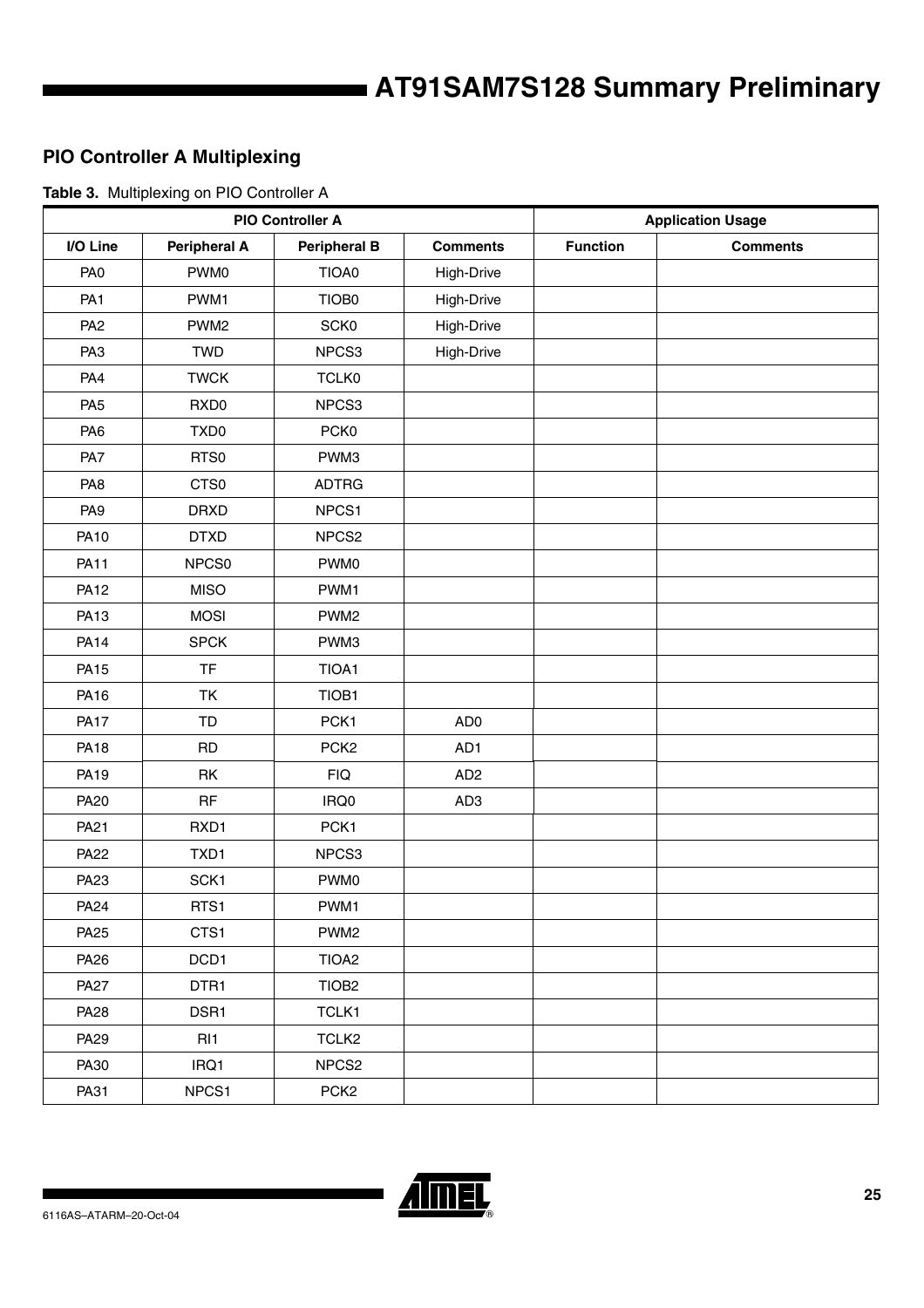## PIO Controller A Multiplexing

**Table 3.** Multiplexing on PIO Controller A

| PIO Controller A | | | | Application Usage | |
|---|---|---|---|---|---|
| **I/O Line** | **Peripheral A** | **Peripheral B** | **Comments** | **Function** | **Comments** |
| PA0 | PWM0 | TIOA0 | High-Drive | | |
| PA1 | PWM1 | TIOB0 | High-Drive | | |
| PA2 | PWM2 | SCK0 | High-Drive | | |
| PA3 | TWD | NPCS3 | High-Drive | | |
| PA4 | TWCK | TCLK0 | | | |
| PA5 | RXD0 | NPCS3 | | | |
| PA6 | TXD0 | PCK0 | | | |
| PA7 | RTS0 | PWM3 | | | |
| PA8 | CTS0 | ADTRG | | | |
| PA9 | DRXD | NPCS1 | | | |
| PA10 | DTXD | NPCS2 | | | |
| PA11 | NPCS0 | PWM0 | | | |
| PA12 | MISO | PWM1 | | | |
| PA13 | MOSI | PWM2 | | | |
| PA14 | SPCK | PWM3 | | | |
| PA15 | TF | TIOA1 | | | |
| PA16 | TK | TIOB1 | | | |
| PA17 | TD | PCK1 | AD0 | | |
| PA18 | RD | PCK2 | AD1 | | |
| PA19 | RK | FIQ | AD2 | | |
| PA20 | RF | IRQ0 | AD3 | | |
| PA21 | RXD1 | PCK1 | | | |
| PA22 | TXD1 | NPCS3 | | | |
| PA23 | SCK1 | PWM0 | | | |
| PA24 | RTS1 | PWM1 | | | |
| PA25 | CTS1 | PWM2 | | | |
| PA26 | DCD1 | TIOA2 | | | |
| PA27 | DTR1 | TIOB2 | | | |
| PA28 | DSR1 | TCLK1 | | | |
| PA29 | RI1 | TCLK2 | | | |
| PA30 | IRQ1 | NPCS2 | | | |
| PA31 | NPCS1 | PCK2 | | | |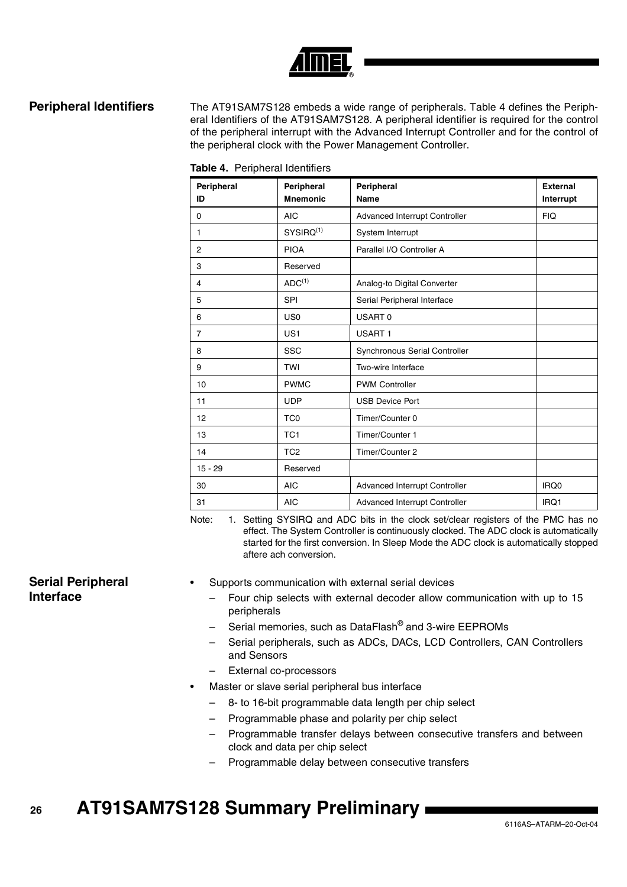## Peripheral Identifiers

The AT91SAM7S128 embeds a wide range of peripherals. Table 4 defines the Peripheral Identifiers of the AT91SAM7S128. A peripheral identifier is required for the control of the peripheral interrupt with the Advanced Interrupt Controller and for the control of the peripheral clock with the Power Management Controller.

**Table 4.** Peripheral Identifiers

| Peripheral ID | Peripheral Mnemonic | Peripheral Name | External Interrupt |
|---|---|---|---|
| 0 | AIC | Advanced Interrupt Controller | FIQ |
| 1 | SYSIRQ(1) | System Interrupt | |
| 2 | PIOA | Parallel I/O Controller A | |
| 3 | Reserved | | |
| 4 | ADC(1) | Analog-to Digital Converter | |
| 5 | SPI | Serial Peripheral Interface | |
| 6 | US0 | USART 0 | |
| 7 | US1 | USART 1 | |
| 8 | SSC | Synchronous Serial Controller | |
| 9 | TWI | Two-wire Interface | |
| 10 | PWMC | PWM Controller | |
| 11 | UDP | USB Device Port | |
| 12 | TC0 | Timer/Counter 0 | |
| 13 | TC1 | Timer/Counter 1 | |
| 14 | TC2 | Timer/Counter 2 | |
| 15 - 29 | Reserved | | |
| 30 | AIC | Advanced Interrupt Controller | IRQ0 |
| 31 | AIC | Advanced Interrupt Controller | IRQ1 |

Note: 1. Setting SYSIRQ and ADC bits in the clock set/clear registers of the PMC has no effect. The System Controller is continuously clocked. The ADC clock is automatically started for the first conversion. In Sleep Mode the ADC clock is automatically stopped aftere ach conversion.

## Serial Peripheral Interface

- Supports communication with external serial devices
  - Four chip selects with external decoder allow communication with up to 15 peripherals
  - Serial memories, such as DataFlash® and 3-wire EEPROMs
  - Serial peripherals, such as ADCs, DACs, LCD Controllers, CAN Controllers and Sensors
  - External co-processors
- Master or slave serial peripheral bus interface
  - 8- to 16-bit programmable data length per chip select
  - Programmable phase and polarity per chip select
  - Programmable transfer delays between consecutive transfers and between clock and data per chip select
  - Programmable delay between consecutive transfers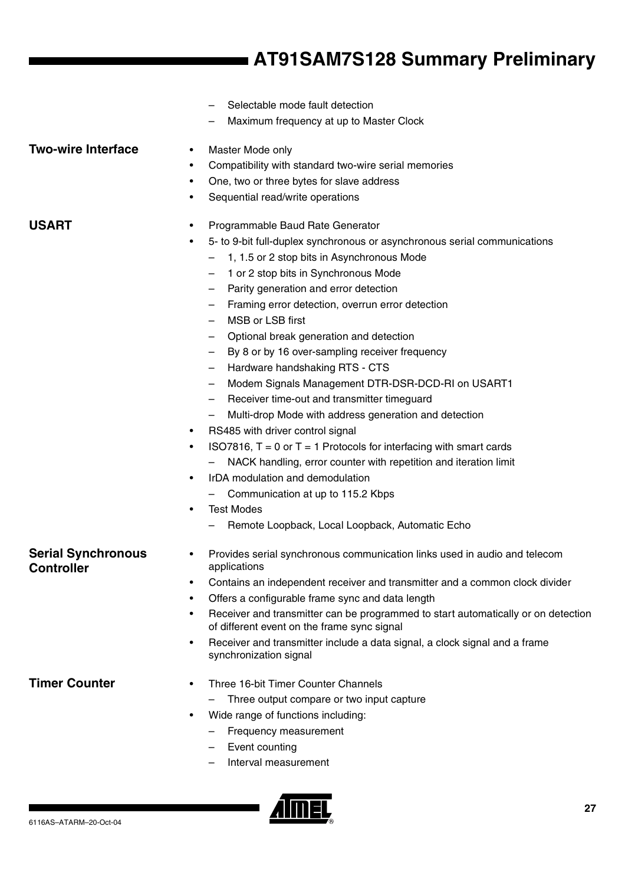- Selectable mode fault detection
- Maximum frequency at up to Master Clock

### Two-wire Interface

- Master Mode only
- Compatibility with standard two-wire serial memories
- One, two or three bytes for slave address
- Sequential read/write operations

### USART

- Programmable Baud Rate Generator
- 5- to 9-bit full-duplex synchronous or asynchronous serial communications
  - 1, 1.5 or 2 stop bits in Asynchronous Mode
  - 1 or 2 stop bits in Synchronous Mode
  - Parity generation and error detection
  - Framing error detection, overrun error detection
  - MSB or LSB first
  - Optional break generation and detection
  - By 8 or by 16 over-sampling receiver frequency
  - Hardware handshaking RTS - CTS
  - Modem Signals Management DTR-DSR-DCD-RI on USART1
  - Receiver time-out and transmitter timeguard
  - Multi-drop Mode with address generation and detection
- RS485 with driver control signal
- ISO7816, T = 0 or T = 1 Protocols for interfacing with smart cards
  - NACK handling, error counter with repetition and iteration limit
- IrDA modulation and demodulation
  - Communication at up to 115.2 Kbps
- Test Modes
  - Remote Loopback, Local Loopback, Automatic Echo

### Serial Synchronous Controller

- Provides serial synchronous communication links used in audio and telecom applications
- Contains an independent receiver and transmitter and a common clock divider
- Offers a configurable frame sync and data length
- Receiver and transmitter can be programmed to start automatically or on detection of different event on the frame sync signal
- Receiver and transmitter include a data signal, a clock signal and a frame synchronization signal

### Timer Counter

- Three 16-bit Timer Counter Channels
  - Three output compare or two input capture
- Wide range of functions including:
  - Frequency measurement
  - Event counting
  - Interval measurement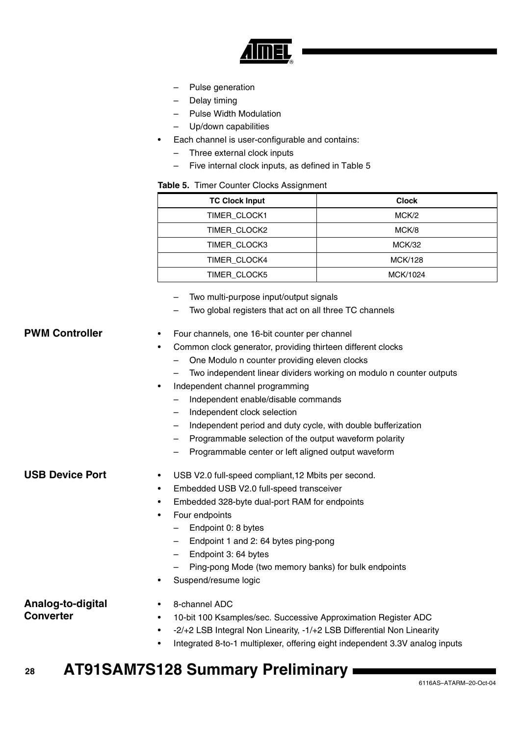- Pulse generation
  - Delay timing
  - Pulse Width Modulation
  - Up/down capabilities
- Each channel is user-configurable and contains:
  - Three external clock inputs
  - Five internal clock inputs, as defined in Table 5

**Table 5.** Timer Counter Clocks Assignment

| TC Clock Input | Clock |
| --- | --- |
| TIMER_CLOCK1 | MCK/2 |
| TIMER_CLOCK2 | MCK/8 |
| TIMER_CLOCK3 | MCK/32 |
| TIMER_CLOCK4 | MCK/128 |
| TIMER_CLOCK5 | MCK/1024 |

  - Two multi-purpose input/output signals
  - Two global registers that act on all three TC channels

## PWM Controller

- Four channels, one 16-bit counter per channel
- Common clock generator, providing thirteen different clocks
  - One Modulo n counter providing eleven clocks
  - Two independent linear dividers working on modulo n counter outputs
- Independent channel programming
  - Independent enable/disable commands
  - Independent clock selection
  - Independent period and duty cycle, with double bufferization
  - Programmable selection of the output waveform polarity
  - Programmable center or left aligned output waveform

## USB Device Port

- USB V2.0 full-speed compliant,12 Mbits per second.
- Embedded USB V2.0 full-speed transceiver
- Embedded 328-byte dual-port RAM for endpoints
- Four endpoints
  - Endpoint 0: 8 bytes
  - Endpoint 1 and 2: 64 bytes ping-pong
  - Endpoint 3: 64 bytes
  - Ping-pong Mode (two memory banks) for bulk endpoints
- Suspend/resume logic

## Analog-to-digital Converter

- 8-channel ADC
- 10-bit 100 Ksamples/sec. Successive Approximation Register ADC
- -2/+2 LSB Integral Non Linearity, -1/+2 LSB Differential Non Linearity
- Integrated 8-to-1 multiplexer, offering eight independent 3.3V analog inputs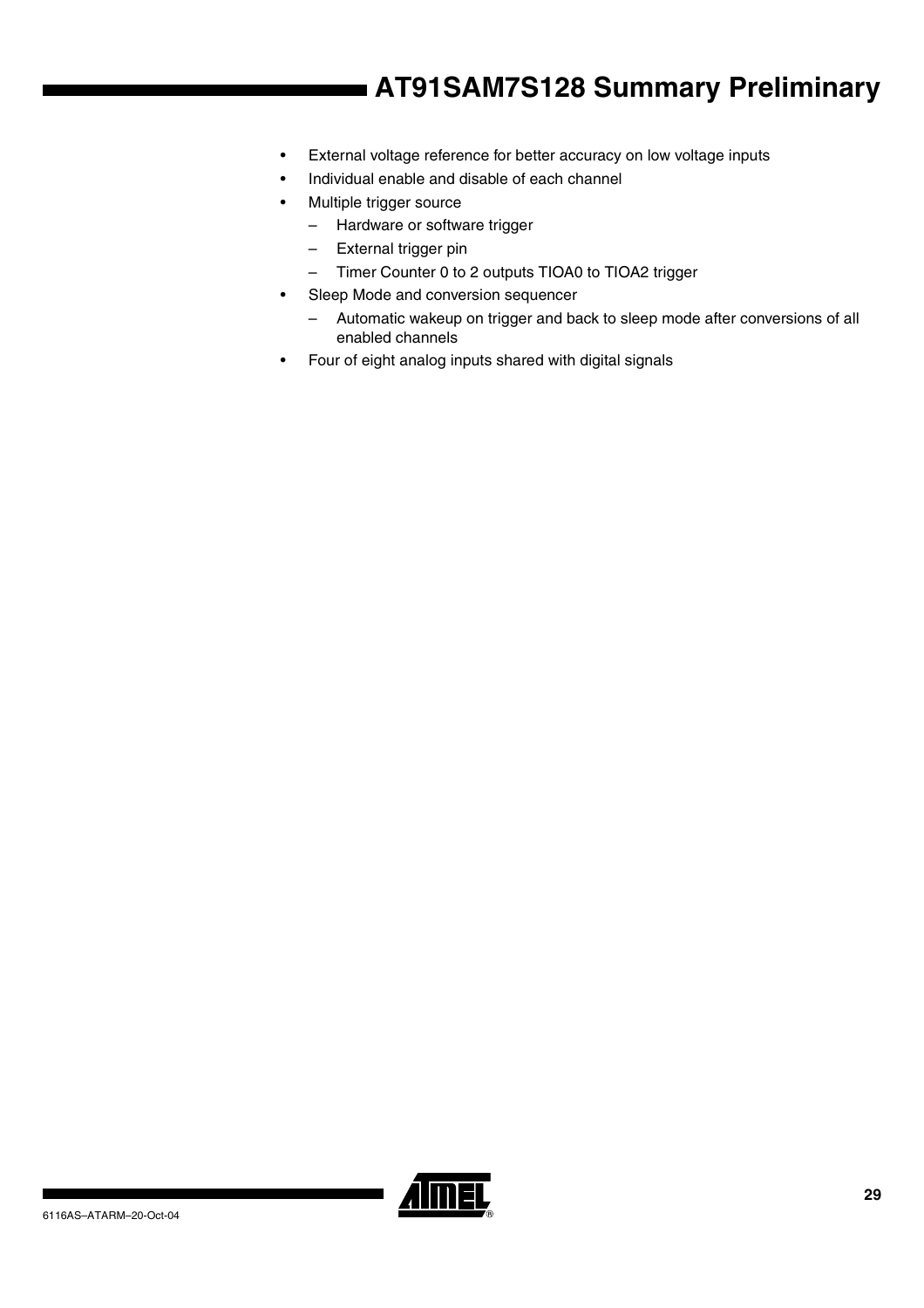- External voltage reference for better accuracy on low voltage inputs
- Individual enable and disable of each channel
- Multiple trigger source
  - Hardware or software trigger
  - External trigger pin
  - Timer Counter 0 to 2 outputs TIOA0 to TIOA2 trigger
- Sleep Mode and conversion sequencer
  - Automatic wakeup on trigger and back to sleep mode after conversions of all enabled channels
- Four of eight analog inputs shared with digital signals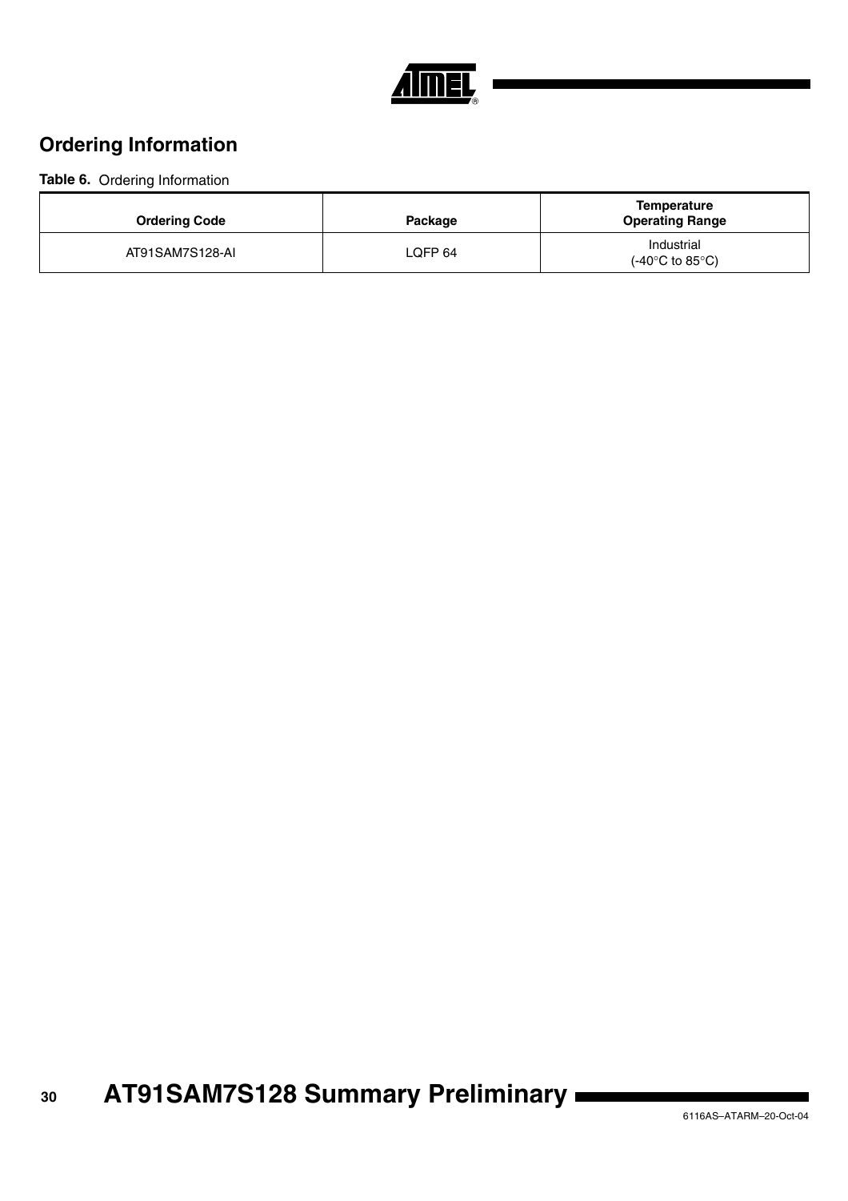## Ordering Information

**Table 6.** Ordering Information

| Ordering Code | Package | Temperature Operating Range |
|---|---|---|
| AT91SAM7S128-AI | LQFP 64 | Industrial (-40°C to 85°C) |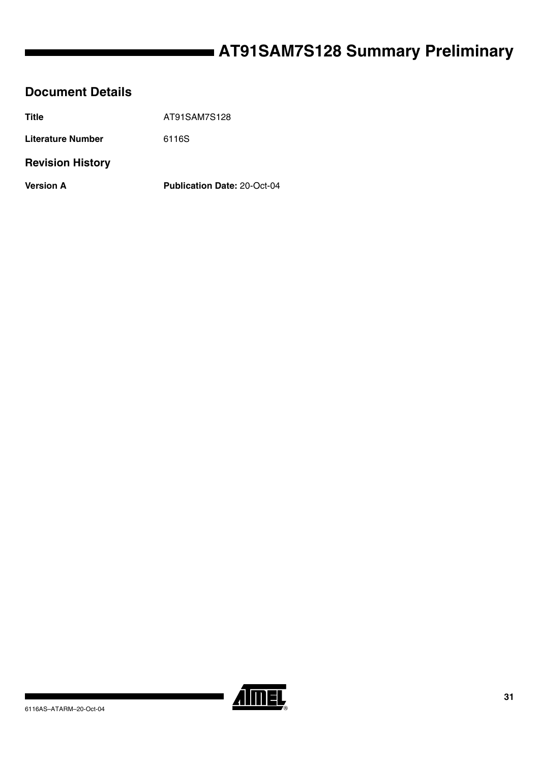## Document Details

**Title** AT91SAM7S128

**Literature Number** 6116S

### Revision History

**Version A** **Publication Date:** 20-Oct-04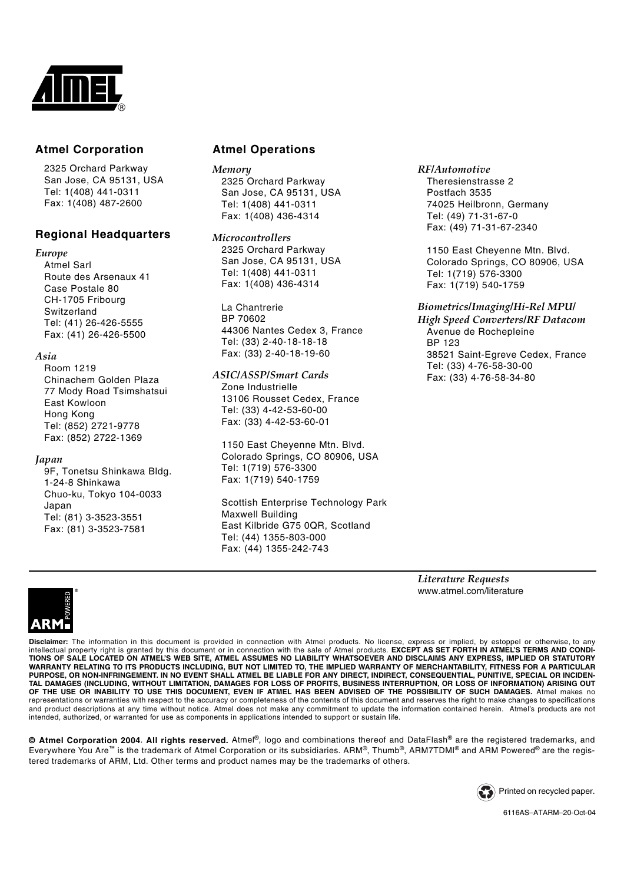## Atmel Corporation

2325 Orchard Parkway
San Jose, CA 95131, USA
Tel: 1(408) 441-0311
Fax: 1(408) 487-2600

## Regional Headquarters

*Europe*
Atmel Sarl
Route des Arsenaux 41
Case Postale 80
CH-1705 Fribourg
Switzerland
Tel: (41) 26-426-5555
Fax: (41) 26-426-5500

*Asia*
Room 1219
Chinachem Golden Plaza
77 Mody Road Tsimshatsui
East Kowloon
Hong Kong
Tel: (852) 2721-9778
Fax: (852) 2722-1369

*Japan*
9F, Tonetsu Shinkawa Bldg.
1-24-8 Shinkawa
Chuo-ku, Tokyo 104-0033
Japan
Tel: (81) 3-3523-3551
Fax: (81) 3-3523-7581

## Atmel Operations

*Memory*
2325 Orchard Parkway
San Jose, CA 95131, USA
Tel: 1(408) 441-0311
Fax: 1(408) 436-4314

*Microcontrollers*
2325 Orchard Parkway
San Jose, CA 95131, USA
Tel: 1(408) 441-0311
Fax: 1(408) 436-4314

La Chantrerie
BP 70602
44306 Nantes Cedex 3, France
Tel: (33) 2-40-18-18-18
Fax: (33) 2-40-18-19-60

*ASIC/ASSP/Smart Cards*
Zone Industrielle
13106 Rousset Cedex, France
Tel: (33) 4-42-53-60-00
Fax: (33) 4-42-53-60-01

1150 East Cheyenne Mtn. Blvd.
Colorado Springs, CO 80906, USA
Tel: 1(719) 576-3300
Fax: 1(719) 540-1759

Scottish Enterprise Technology Park
Maxwell Building
East Kilbride G75 0QR, Scotland
Tel: (44) 1355-803-000
Fax: (44) 1355-242-743

*RF/Automotive*
Theresienstrasse 2
Postfach 3535
74025 Heilbronn, Germany
Tel: (49) 71-31-67-0
Fax: (49) 71-31-67-2340

1150 East Cheyenne Mtn. Blvd.
Colorado Springs, CO 80906, USA
Tel: 1(719) 576-3300
Fax: 1(719) 540-1759

*Biometrics/Imaging/Hi-Rel MPU/*
*High Speed Converters/RF Datacom*
Avenue de Rochepleine
BP 123
38521 Saint-Egreve Cedex, France
Tel: (33) 4-76-58-30-00
Fax: (33) 4-76-58-34-80

*Literature Requests*
www.atmel.com/literature

**Disclaimer:** The information in this document is provided in connection with Atmel products. No license, express or implied, by estoppel or otherwise, to any intellectual property right is granted by this document or in connection with the sale of Atmel products. **EXCEPT AS SET FORTH IN ATMEL'S TERMS AND CONDITIONS OF SALE LOCATED ON ATMEL'S WEB SITE, ATMEL ASSUMES NO LIABILITY WHATSOEVER AND DISCLAIMS ANY EXPRESS, IMPLIED OR STATUTORY WARRANTY RELATING TO ITS PRODUCTS INCLUDING, BUT NOT LIMITED TO, THE IMPLIED WARRANTY OF MERCHANTABILITY, FITNESS FOR A PARTICULAR PURPOSE, OR NON-INFRINGEMENT. IN NO EVENT SHALL ATMEL BE LIABLE FOR ANY DIRECT, INDIRECT, CONSEQUENTIAL, PUNITIVE, SPECIAL OR INCIDENTAL DAMAGES (INCLUDING, WITHOUT LIMITATION, DAMAGES FOR LOSS OF PROFITS, BUSINESS INTERRUPTION, OR LOSS OF INFORMATION) ARISING OUT OF THE USE OR INABILITY TO USE THIS DOCUMENT, EVEN IF ATMEL HAS BEEN ADVISED OF THE POSSIBILITY OF SUCH DAMAGES.** Atmel makes no representations or warranties with respect to the accuracy or completeness of the contents of this document and reserves the right to make changes to specifications and product descriptions at any time without notice. Atmel does not make any commitment to update the information contained herein. Atmel's products are not intended, authorized, or warranted for use as components in applications intended to support or sustain life.

**© Atmel Corporation 2004**. **All rights reserved.** Atmel®, logo and combinations thereof and DataFlash® are the registered trademarks, and Everywhere You Are™ is the trademark of Atmel Corporation or its subsidiaries. ARM®, Thumb®, ARM7TDMI® and ARM Powered® are the registered trademarks of ARM, Ltd. Other terms and product names may be the trademarks of others.

Printed on recycled paper.

6116AS–ATARM–20-Oct-04